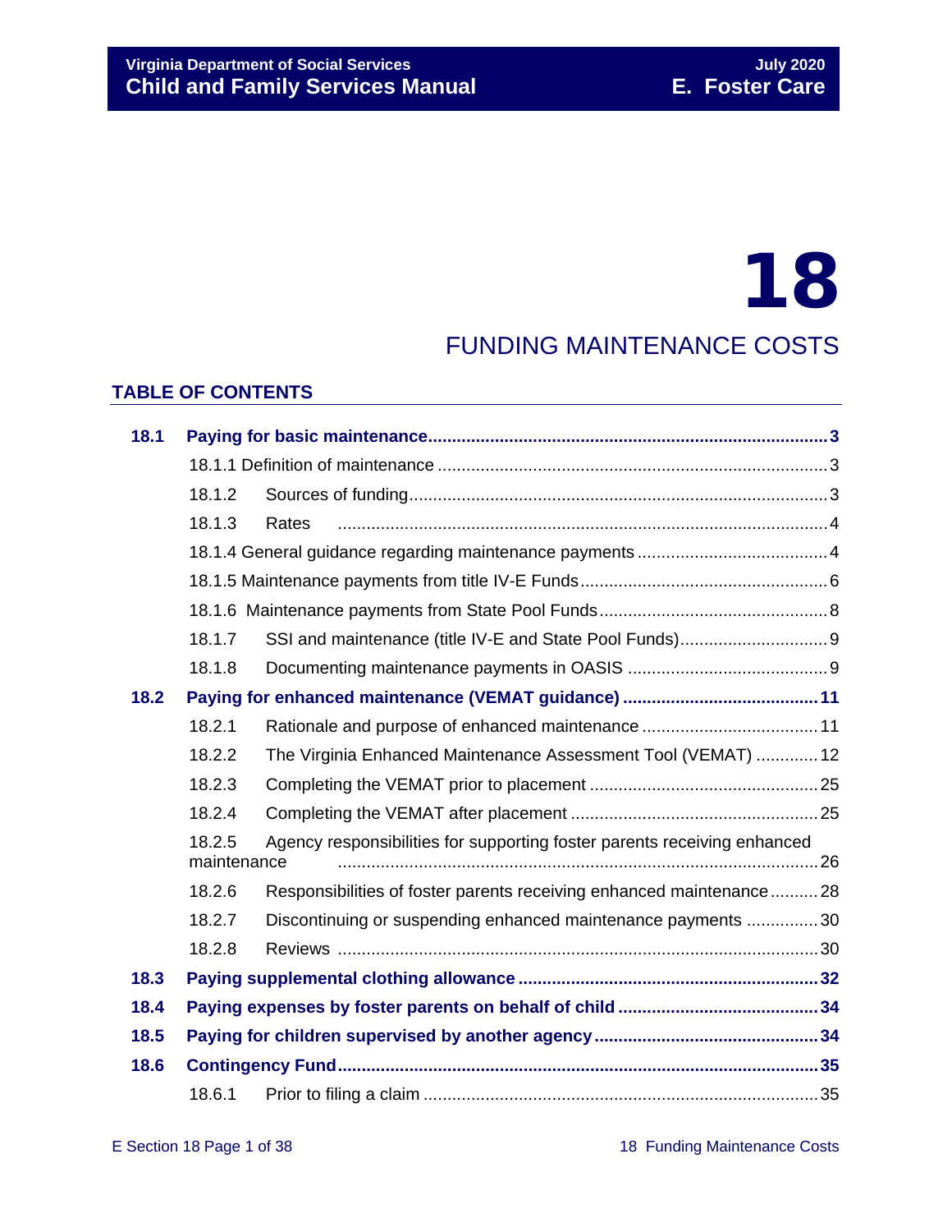# 18

## FUNDING MAINTENANCE COSTS

### TABLE OF CONTENTS

| | | |
|---|---|---|
| **18.1** | **Paying for basic maintenance** | **3** |
| | 18.1.1 Definition of maintenance | 3 |
| | 18.1.2 Sources of funding | 3 |
| | 18.1.3 Rates | 4 |
| | 18.1.4 General guidance regarding maintenance payments | 4 |
| | 18.1.5 Maintenance payments from title IV-E Funds | 6 |
| | 18.1.6 Maintenance payments from State Pool Funds | 8 |
| | 18.1.7 SSI and maintenance (title IV-E and State Pool Funds) | 9 |
| | 18.1.8 Documenting maintenance payments in OASIS | 9 |
| **18.2** | **Paying for enhanced maintenance (VEMAT guidance)** | **11** |
| | 18.2.1 Rationale and purpose of enhanced maintenance | 11 |
| | 18.2.2 The Virginia Enhanced Maintenance Assessment Tool (VEMAT) | 12 |
| | 18.2.3 Completing the VEMAT prior to placement | 25 |
| | 18.2.4 Completing the VEMAT after placement | 25 |
| | 18.2.5 Agency responsibilities for supporting foster parents receiving enhanced maintenance | 26 |
| | 18.2.6 Responsibilities of foster parents receiving enhanced maintenance | 28 |
| | 18.2.7 Discontinuing or suspending enhanced maintenance payments | 30 |
| | 18.2.8 Reviews | 30 |
| **18.3** | **Paying supplemental clothing allowance** | **32** |
| **18.4** | **Paying expenses by foster parents on behalf of child** | **34** |
| **18.5** | **Paying for children supervised by another agency** | **34** |
| **18.6** | **Contingency Fund** | **35** |
| | 18.6.1 Prior to filing a claim | 35 |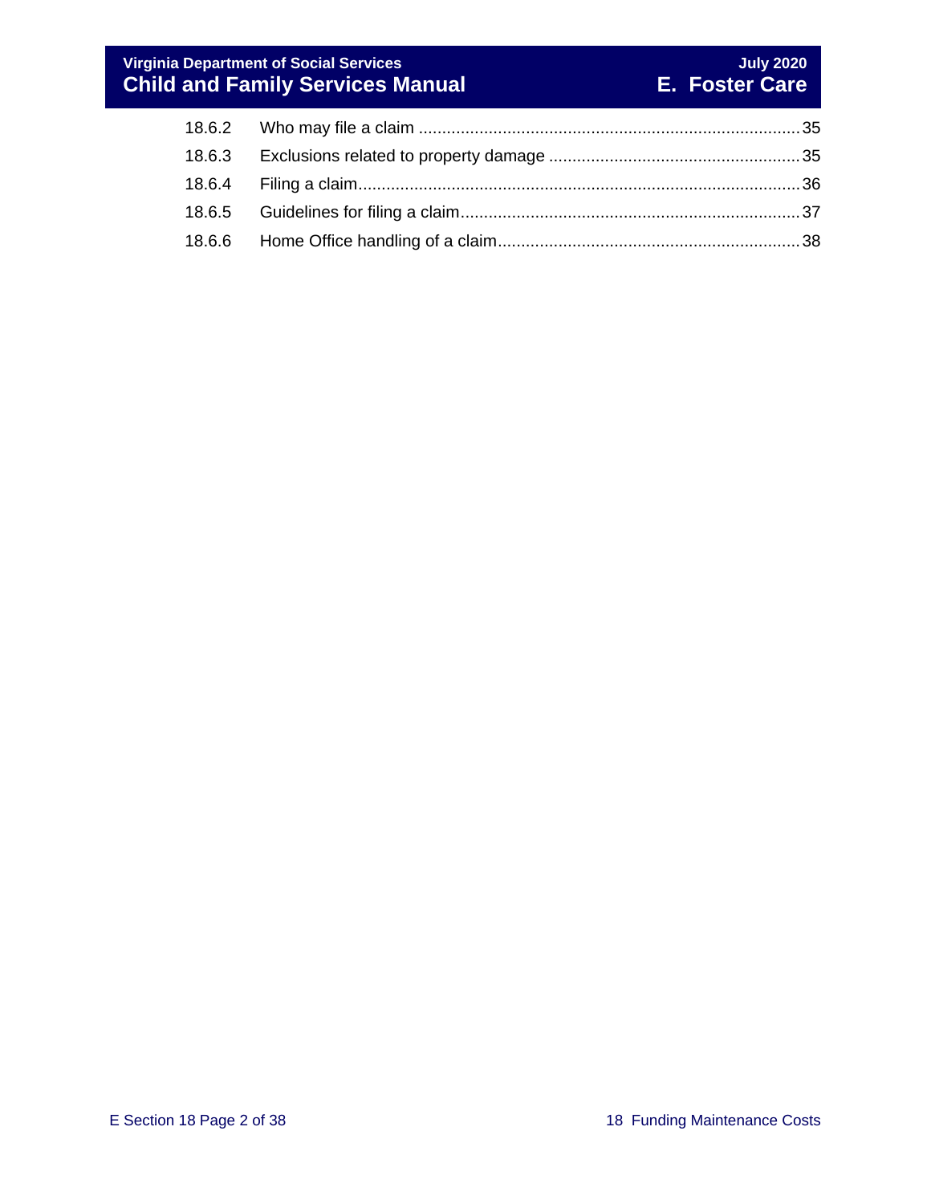| | | |
|---|---|---|
| 18.6.2 | Who may file a claim | 35 |
| 18.6.3 | Exclusions related to property damage | 35 |
| 18.6.4 | Filing a claim | 36 |
| 18.6.5 | Guidelines for filing a claim | 37 |
| 18.6.6 | Home Office handling of a claim | 38 |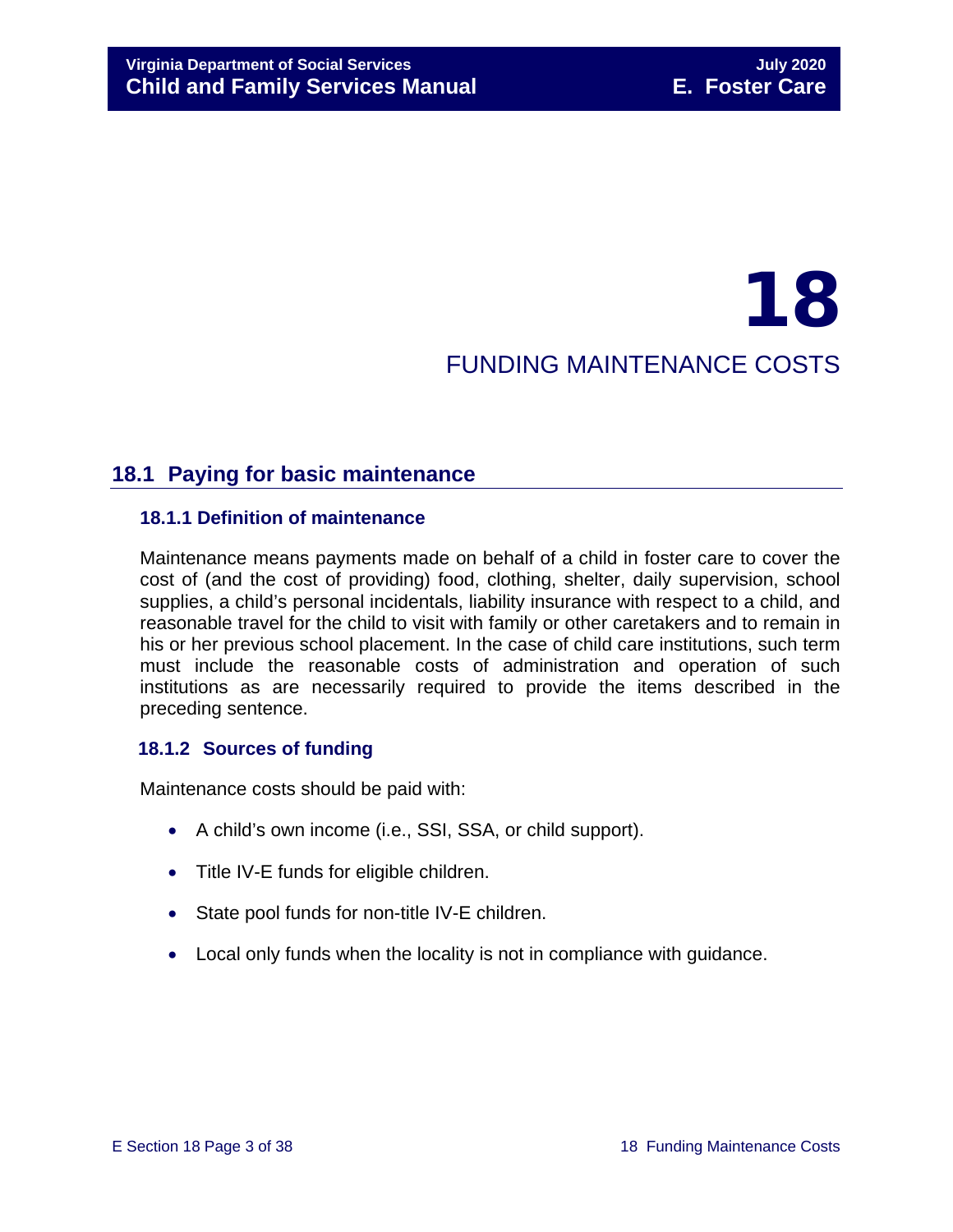# 18

# FUNDING MAINTENANCE COSTS

## 18.1 Paying for basic maintenance

### 18.1.1 Definition of maintenance

Maintenance means payments made on behalf of a child in foster care to cover the cost of (and the cost of providing) food, clothing, shelter, daily supervision, school supplies, a child's personal incidentals, liability insurance with respect to a child, and reasonable travel for the child to visit with family or other caretakers and to remain in his or her previous school placement. In the case of child care institutions, such term must include the reasonable costs of administration and operation of such institutions as are necessarily required to provide the items described in the preceding sentence.

### 18.1.2 Sources of funding

Maintenance costs should be paid with:

- A child's own income (i.e., SSI, SSA, or child support).
- Title IV-E funds for eligible children.
- State pool funds for non-title IV-E children.
- Local only funds when the locality is not in compliance with guidance.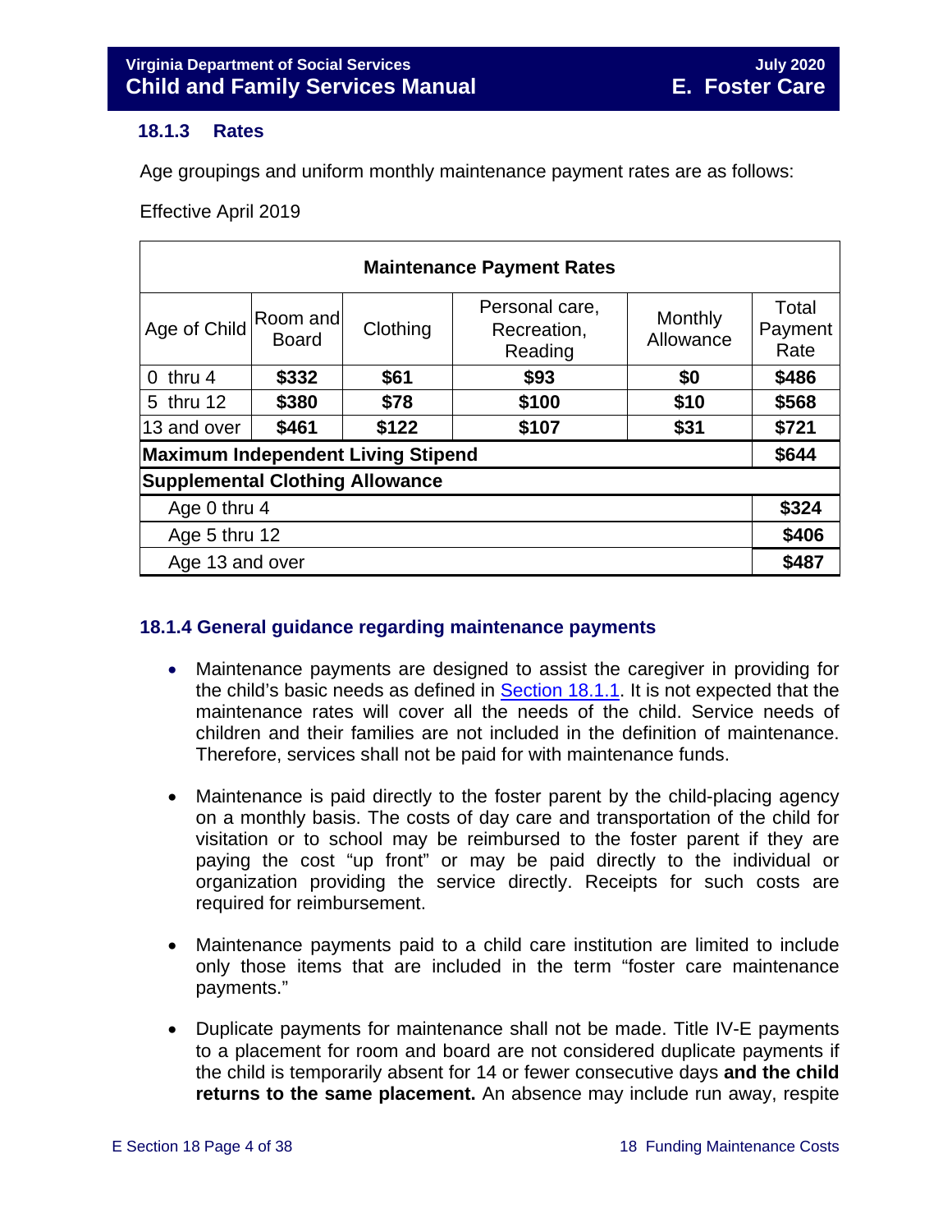### 18.1.3 Rates

Age groupings and uniform monthly maintenance payment rates are as follows:

Effective April 2019

| Maintenance Payment Rates | | | | | |
|---|---|---|---|---|---|
| Age of Child | Room and Board | Clothing | Personal care, Recreation, Reading | Monthly Allowance | Total Payment Rate |
| 0 thru 4 | **$332** | **$61** | **$93** | **$0** | **$486** |
| 5 thru 12 | **$380** | **$78** | **$100** | **$10** | **$568** |
| 13 and over | **$461** | **$122** | **$107** | **$31** | **$721** |
| **Maximum Independent Living Stipend** | | | | | **$644** |
| **Supplemental Clothing Allowance** | | | | | |
| Age 0 thru 4 | | | | | **$324** |
| Age 5 thru 12 | | | | | **$406** |
| Age 13 and over | | | | | **$487** |

### 18.1.4 General guidance regarding maintenance payments

- Maintenance payments are designed to assist the caregiver in providing for the child's basic needs as defined in Section 18.1.1. It is not expected that the maintenance rates will cover all the needs of the child. Service needs of children and their families are not included in the definition of maintenance. Therefore, services shall not be paid for with maintenance funds.

- Maintenance is paid directly to the foster parent by the child-placing agency on a monthly basis. The costs of day care and transportation of the child for visitation or to school may be reimbursed to the foster parent if they are paying the cost "up front" or may be paid directly to the individual or organization providing the service directly. Receipts for such costs are required for reimbursement.

- Maintenance payments paid to a child care institution are limited to include only those items that are included in the term "foster care maintenance payments."

- Duplicate payments for maintenance shall not be made. Title IV-E payments to a placement for room and board are not considered duplicate payments if the child is temporarily absent for 14 or fewer consecutive days **and the child returns to the same placement.** An absence may include run away, respite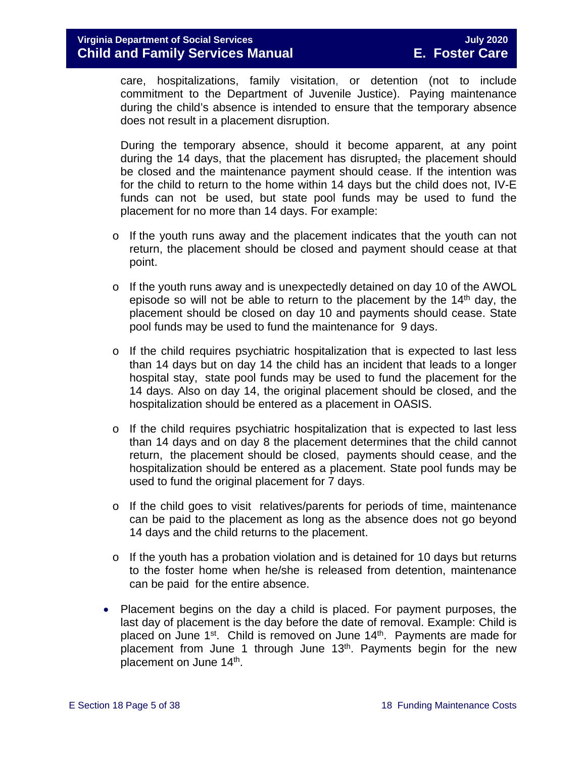care, hospitalizations, family visitation, or detention (not to include commitment to the Department of Juvenile Justice). Paying maintenance during the child's absence is intended to ensure that the temporary absence does not result in a placement disruption.

During the temporary absence, should it become apparent, at any point during the 14 days, that the placement has disrupted, the placement should be closed and the maintenance payment should cease. If the intention was for the child to return to the home within 14 days but the child does not, IV-E funds can not be used, but state pool funds may be used to fund the placement for no more than 14 days. For example:

- If the youth runs away and the placement indicates that the youth can not return, the placement should be closed and payment should cease at that point.
- If the youth runs away and is unexpectedly detained on day 10 of the AWOL episode so will not be able to return to the placement by the 14th day, the placement should be closed on day 10 and payments should cease. State pool funds may be used to fund the maintenance for 9 days.
- If the child requires psychiatric hospitalization that is expected to last less than 14 days but on day 14 the child has an incident that leads to a longer hospital stay, state pool funds may be used to fund the placement for the 14 days. Also on day 14, the original placement should be closed, and the hospitalization should be entered as a placement in OASIS.
- If the child requires psychiatric hospitalization that is expected to last less than 14 days and on day 8 the placement determines that the child cannot return, the placement should be closed, payments should cease, and the hospitalization should be entered as a placement. State pool funds may be used to fund the original placement for 7 days.
- If the child goes to visit relatives/parents for periods of time, maintenance can be paid to the placement as long as the absence does not go beyond 14 days and the child returns to the placement.
- If the youth has a probation violation and is detained for 10 days but returns to the foster home when he/she is released from detention, maintenance can be paid for the entire absence.

- Placement begins on the day a child is placed. For payment purposes, the last day of placement is the day before the date of removal. Example: Child is placed on June 1st. Child is removed on June 14th. Payments are made for placement from June 1 through June 13th. Payments begin for the new placement on June 14th.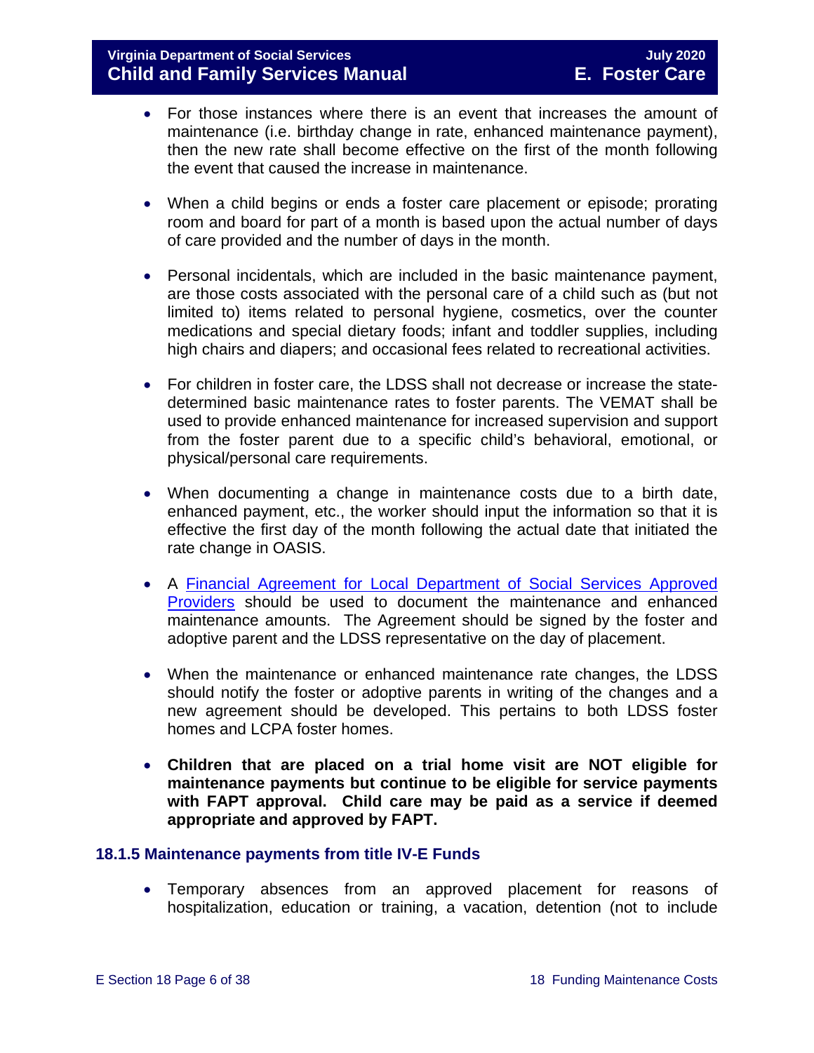- For those instances where there is an event that increases the amount of maintenance (i.e. birthday change in rate, enhanced maintenance payment), then the new rate shall become effective on the first of the month following the event that caused the increase in maintenance.

- When a child begins or ends a foster care placement or episode; prorating room and board for part of a month is based upon the actual number of days of care provided and the number of days in the month.

- Personal incidentals, which are included in the basic maintenance payment, are those costs associated with the personal care of a child such as (but not limited to) items related to personal hygiene, cosmetics, over the counter medications and special dietary foods; infant and toddler supplies, including high chairs and diapers; and occasional fees related to recreational activities.

- For children in foster care, the LDSS shall not decrease or increase the state-determined basic maintenance rates to foster parents. The VEMAT shall be used to provide enhanced maintenance for increased supervision and support from the foster parent due to a specific child's behavioral, emotional, or physical/personal care requirements.

- When documenting a change in maintenance costs due to a birth date, enhanced payment, etc., the worker should input the information so that it is effective the first day of the month following the actual date that initiated the rate change in OASIS.

- A Financial Agreement for Local Department of Social Services Approved Providers should be used to document the maintenance and enhanced maintenance amounts. The Agreement should be signed by the foster and adoptive parent and the LDSS representative on the day of placement.

- When the maintenance or enhanced maintenance rate changes, the LDSS should notify the foster or adoptive parents in writing of the changes and a new agreement should be developed. This pertains to both LDSS foster homes and LCPA foster homes.

- **Children that are placed on a trial home visit are NOT eligible for maintenance payments but continue to be eligible for service payments with FAPT approval. Child care may be paid as a service if deemed appropriate and approved by FAPT.**

### 18.1.5 Maintenance payments from title IV-E Funds

- Temporary absences from an approved placement for reasons of hospitalization, education or training, a vacation, detention (not to include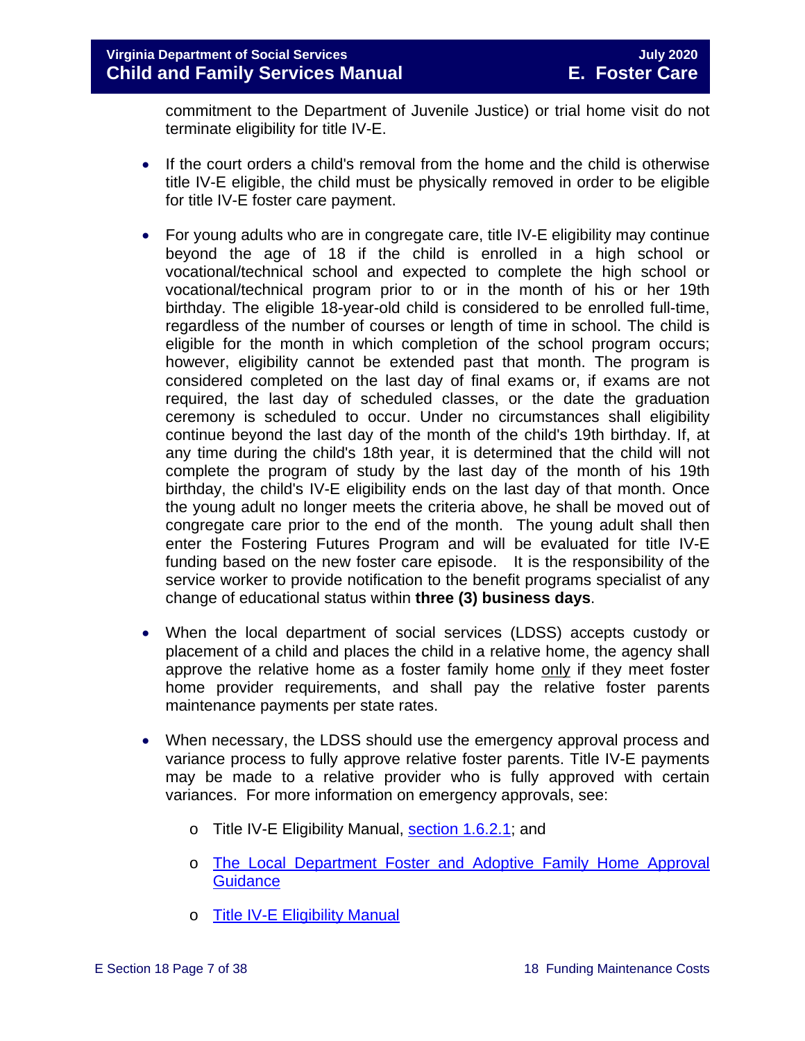commitment to the Department of Juvenile Justice) or trial home visit do not terminate eligibility for title IV-E.

- If the court orders a child's removal from the home and the child is otherwise title IV-E eligible, the child must be physically removed in order to be eligible for title IV-E foster care payment.

- For young adults who are in congregate care, title IV-E eligibility may continue beyond the age of 18 if the child is enrolled in a high school or vocational/technical school and expected to complete the high school or vocational/technical program prior to or in the month of his or her 19th birthday. The eligible 18-year-old child is considered to be enrolled full-time, regardless of the number of courses or length of time in school. The child is eligible for the month in which completion of the school program occurs; however, eligibility cannot be extended past that month. The program is considered completed on the last day of final exams or, if exams are not required, the last day of scheduled classes, or the date the graduation ceremony is scheduled to occur. Under no circumstances shall eligibility continue beyond the last day of the month of the child's 19th birthday. If, at any time during the child's 18th year, it is determined that the child will not complete the program of study by the last day of the month of his 19th birthday, the child's IV-E eligibility ends on the last day of that month. Once the young adult no longer meets the criteria above, he shall be moved out of congregate care prior to the end of the month. The young adult shall then enter the Fostering Futures Program and will be evaluated for title IV-E funding based on the new foster care episode. It is the responsibility of the service worker to provide notification to the benefit programs specialist of any change of educational status within **three (3) business days**.

- When the local department of social services (LDSS) accepts custody or placement of a child and places the child in a relative home, the agency shall approve the relative home as a foster family home only if they meet foster home provider requirements, and shall pay the relative foster parents maintenance payments per state rates.

- When necessary, the LDSS should use the emergency approval process and variance process to fully approve relative foster parents. Title IV-E payments may be made to a relative provider who is fully approved with certain variances. For more information on emergency approvals, see:
  - Title IV-E Eligibility Manual, section 1.6.2.1; and
  - The Local Department Foster and Adoptive Family Home Approval Guidance
  - Title IV-E Eligibility Manual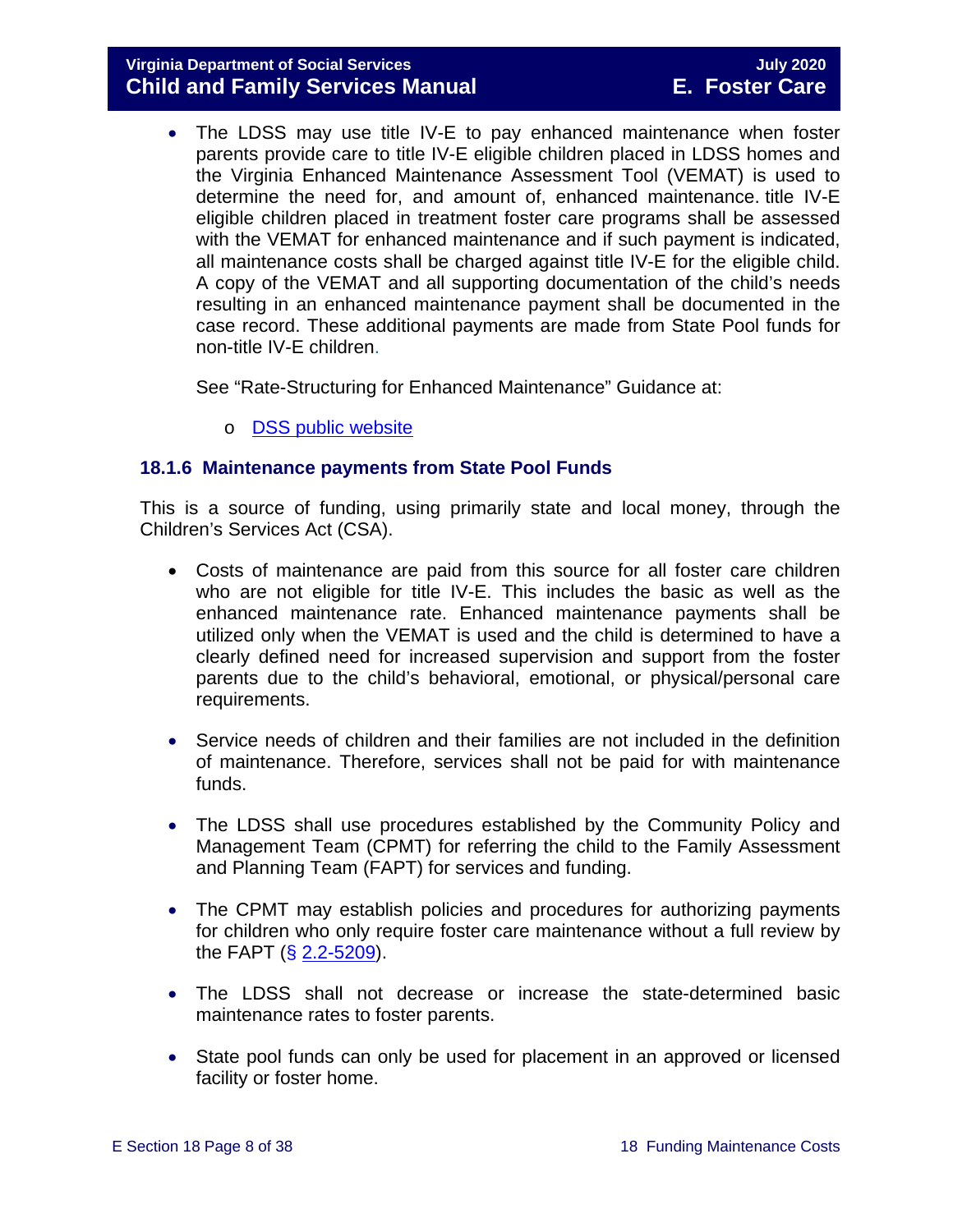- The LDSS may use title IV-E to pay enhanced maintenance when foster parents provide care to title IV-E eligible children placed in LDSS homes and the Virginia Enhanced Maintenance Assessment Tool (VEMAT) is used to determine the need for, and amount of, enhanced maintenance. title IV-E eligible children placed in treatment foster care programs shall be assessed with the VEMAT for enhanced maintenance and if such payment is indicated, all maintenance costs shall be charged against title IV-E for the eligible child. A copy of the VEMAT and all supporting documentation of the child's needs resulting in an enhanced maintenance payment shall be documented in the case record. These additional payments are made from State Pool funds for non-title IV-E children.

  See "Rate-Structuring for Enhanced Maintenance" Guidance at:

  - DSS public website

### 18.1.6 Maintenance payments from State Pool Funds

This is a source of funding, using primarily state and local money, through the Children's Services Act (CSA).

- Costs of maintenance are paid from this source for all foster care children who are not eligible for title IV-E. This includes the basic as well as the enhanced maintenance rate. Enhanced maintenance payments shall be utilized only when the VEMAT is used and the child is determined to have a clearly defined need for increased supervision and support from the foster parents due to the child's behavioral, emotional, or physical/personal care requirements.

- Service needs of children and their families are not included in the definition of maintenance. Therefore, services shall not be paid for with maintenance funds.

- The LDSS shall use procedures established by the Community Policy and Management Team (CPMT) for referring the child to the Family Assessment and Planning Team (FAPT) for services and funding.

- The CPMT may establish policies and procedures for authorizing payments for children who only require foster care maintenance without a full review by the FAPT (§ 2.2-5209).

- The LDSS shall not decrease or increase the state-determined basic maintenance rates to foster parents.

- State pool funds can only be used for placement in an approved or licensed facility or foster home.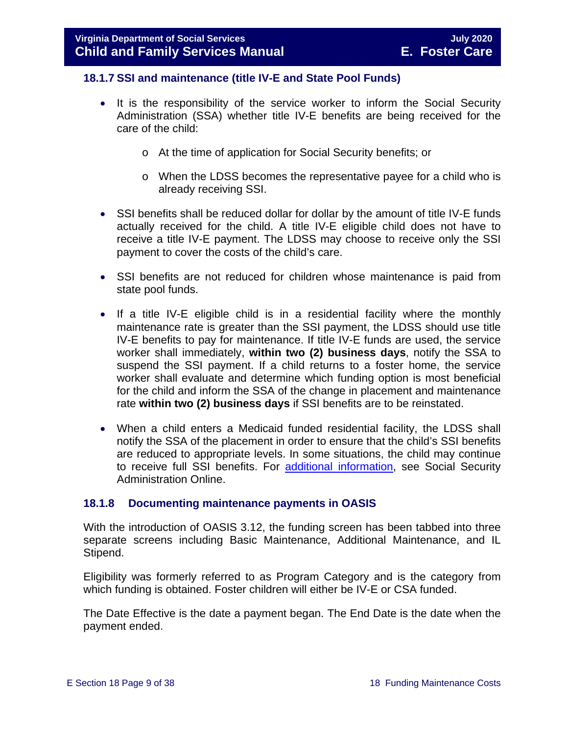### 18.1.7 SSI and maintenance (title IV-E and State Pool Funds)

- It is the responsibility of the service worker to inform the Social Security Administration (SSA) whether title IV-E benefits are being received for the care of the child:
  - At the time of application for Social Security benefits; or
  - When the LDSS becomes the representative payee for a child who is already receiving SSI.
- SSI benefits shall be reduced dollar for dollar by the amount of title IV-E funds actually received for the child. A title IV-E eligible child does not have to receive a title IV-E payment. The LDSS may choose to receive only the SSI payment to cover the costs of the child's care.
- SSI benefits are not reduced for children whose maintenance is paid from state pool funds.
- If a title IV-E eligible child is in a residential facility where the monthly maintenance rate is greater than the SSI payment, the LDSS should use title IV-E benefits to pay for maintenance. If title IV-E funds are used, the service worker shall immediately, **within two (2) business days**, notify the SSA to suspend the SSI payment. If a child returns to a foster home, the service worker shall evaluate and determine which funding option is most beneficial for the child and inform the SSA of the change in placement and maintenance rate **within two (2) business days** if SSI benefits are to be reinstated.
- When a child enters a Medicaid funded residential facility, the LDSS shall notify the SSA of the placement in order to ensure that the child's SSI benefits are reduced to appropriate levels. In some situations, the child may continue to receive full SSI benefits. For additional information, see Social Security Administration Online.

### 18.1.8 Documenting maintenance payments in OASIS

With the introduction of OASIS 3.12, the funding screen has been tabbed into three separate screens including Basic Maintenance, Additional Maintenance, and IL Stipend.

Eligibility was formerly referred to as Program Category and is the category from which funding is obtained. Foster children will either be IV-E or CSA funded.

The Date Effective is the date a payment began. The End Date is the date when the payment ended.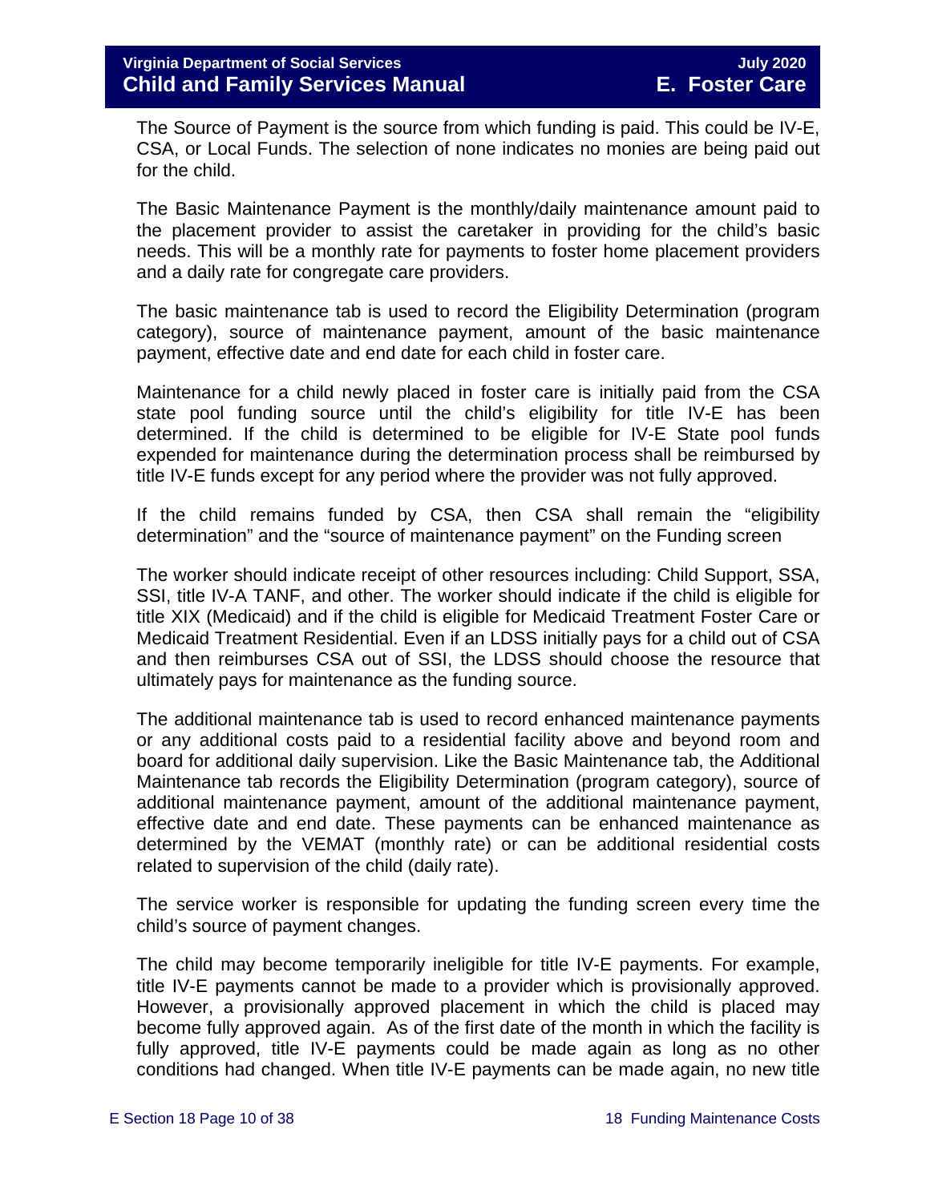The Source of Payment is the source from which funding is paid. This could be IV-E, CSA, or Local Funds. The selection of none indicates no monies are being paid out for the child.

The Basic Maintenance Payment is the monthly/daily maintenance amount paid to the placement provider to assist the caretaker in providing for the child's basic needs. This will be a monthly rate for payments to foster home placement providers and a daily rate for congregate care providers.

The basic maintenance tab is used to record the Eligibility Determination (program category), source of maintenance payment, amount of the basic maintenance payment, effective date and end date for each child in foster care.

Maintenance for a child newly placed in foster care is initially paid from the CSA state pool funding source until the child's eligibility for title IV-E has been determined. If the child is determined to be eligible for IV-E State pool funds expended for maintenance during the determination process shall be reimbursed by title IV-E funds except for any period where the provider was not fully approved.

If the child remains funded by CSA, then CSA shall remain the "eligibility determination" and the "source of maintenance payment" on the Funding screen

The worker should indicate receipt of other resources including: Child Support, SSA, SSI, title IV-A TANF, and other. The worker should indicate if the child is eligible for title XIX (Medicaid) and if the child is eligible for Medicaid Treatment Foster Care or Medicaid Treatment Residential. Even if an LDSS initially pays for a child out of CSA and then reimburses CSA out of SSI, the LDSS should choose the resource that ultimately pays for maintenance as the funding source.

The additional maintenance tab is used to record enhanced maintenance payments or any additional costs paid to a residential facility above and beyond room and board for additional daily supervision. Like the Basic Maintenance tab, the Additional Maintenance tab records the Eligibility Determination (program category), source of additional maintenance payment, amount of the additional maintenance payment, effective date and end date. These payments can be enhanced maintenance as determined by the VEMAT (monthly rate) or can be additional residential costs related to supervision of the child (daily rate).

The service worker is responsible for updating the funding screen every time the child's source of payment changes.

The child may become temporarily ineligible for title IV-E payments. For example, title IV-E payments cannot be made to a provider which is provisionally approved. However, a provisionally approved placement in which the child is placed may become fully approved again. As of the first date of the month in which the facility is fully approved, title IV-E payments could be made again as long as no other conditions had changed. When title IV-E payments can be made again, no new title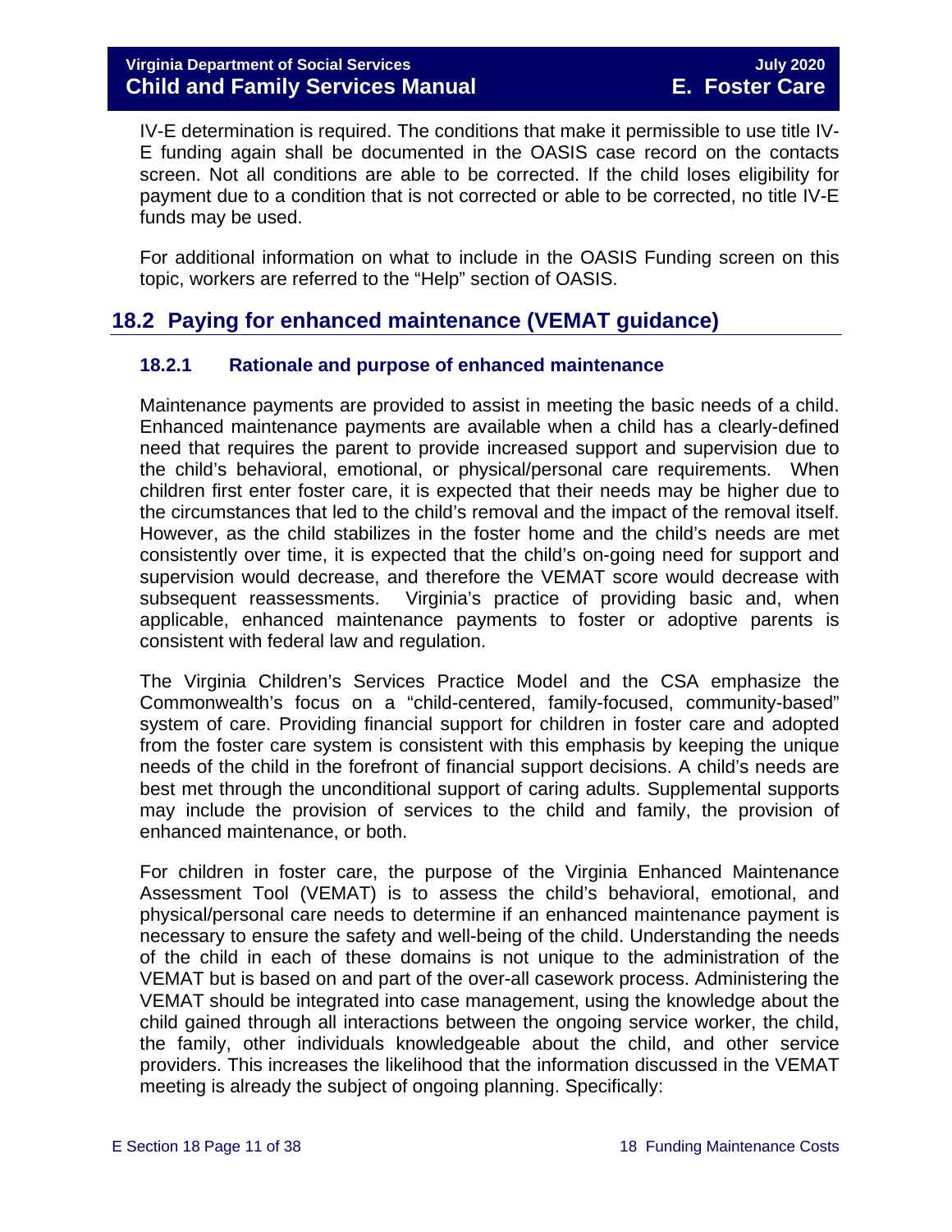IV-E determination is required. The conditions that make it permissible to use title IV-E funding again shall be documented in the OASIS case record on the contacts screen. Not all conditions are able to be corrected. If the child loses eligibility for payment due to a condition that is not corrected or able to be corrected, no title IV-E funds may be used.

For additional information on what to include in the OASIS Funding screen on this topic, workers are referred to the "Help" section of OASIS.

## 18.2 Paying for enhanced maintenance (VEMAT guidance)

### 18.2.1 Rationale and purpose of enhanced maintenance

Maintenance payments are provided to assist in meeting the basic needs of a child. Enhanced maintenance payments are available when a child has a clearly-defined need that requires the parent to provide increased support and supervision due to the child's behavioral, emotional, or physical/personal care requirements. When children first enter foster care, it is expected that their needs may be higher due to the circumstances that led to the child's removal and the impact of the removal itself. However, as the child stabilizes in the foster home and the child's needs are met consistently over time, it is expected that the child's on-going need for support and supervision would decrease, and therefore the VEMAT score would decrease with subsequent reassessments. Virginia's practice of providing basic and, when applicable, enhanced maintenance payments to foster or adoptive parents is consistent with federal law and regulation.

The Virginia Children's Services Practice Model and the CSA emphasize the Commonwealth's focus on a "child-centered, family-focused, community-based" system of care. Providing financial support for children in foster care and adopted from the foster care system is consistent with this emphasis by keeping the unique needs of the child in the forefront of financial support decisions. A child's needs are best met through the unconditional support of caring adults. Supplemental supports may include the provision of services to the child and family, the provision of enhanced maintenance, or both.

For children in foster care, the purpose of the Virginia Enhanced Maintenance Assessment Tool (VEMAT) is to assess the child's behavioral, emotional, and physical/personal care needs to determine if an enhanced maintenance payment is necessary to ensure the safety and well-being of the child. Understanding the needs of the child in each of these domains is not unique to the administration of the VEMAT but is based on and part of the over-all casework process. Administering the VEMAT should be integrated into case management, using the knowledge about the child gained through all interactions between the ongoing service worker, the child, the family, other individuals knowledgeable about the child, and other service providers. This increases the likelihood that the information discussed in the VEMAT meeting is already the subject of ongoing planning. Specifically: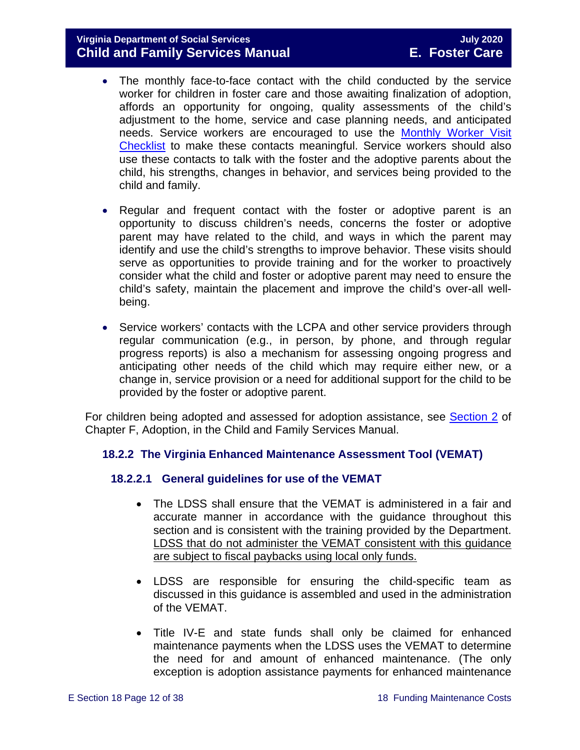- The monthly face-to-face contact with the child conducted by the service worker for children in foster care and those awaiting finalization of adoption, affords an opportunity for ongoing, quality assessments of the child's adjustment to the home, service and case planning needs, and anticipated needs. Service workers are encouraged to use the Monthly Worker Visit Checklist to make these contacts meaningful. Service workers should also use these contacts to talk with the foster and the adoptive parents about the child, his strengths, changes in behavior, and services being provided to the child and family.

- Regular and frequent contact with the foster or adoptive parent is an opportunity to discuss children's needs, concerns the foster or adoptive parent may have related to the child, and ways in which the parent may identify and use the child's strengths to improve behavior. These visits should serve as opportunities to provide training and for the worker to proactively consider what the child and foster or adoptive parent may need to ensure the child's safety, maintain the placement and improve the child's over-all well-being.

- Service workers' contacts with the LCPA and other service providers through regular communication (e.g., in person, by phone, and through regular progress reports) is also a mechanism for assessing ongoing progress and anticipating other needs of the child which may require either new, or a change in, service provision or a need for additional support for the child to be provided by the foster or adoptive parent.

For children being adopted and assessed for adoption assistance, see Section 2 of Chapter F, Adoption, in the Child and Family Services Manual.

### 18.2.2 The Virginia Enhanced Maintenance Assessment Tool (VEMAT)

#### 18.2.2.1 General guidelines for use of the VEMAT

- The LDSS shall ensure that the VEMAT is administered in a fair and accurate manner in accordance with the guidance throughout this section and is consistent with the training provided by the Department. <u>LDSS that do not administer the VEMAT consistent with this guidance are subject to fiscal paybacks using local only funds.</u>

- LDSS are responsible for ensuring the child-specific team as discussed in this guidance is assembled and used in the administration of the VEMAT.

- Title IV-E and state funds shall only be claimed for enhanced maintenance payments when the LDSS uses the VEMAT to determine the need for and amount of enhanced maintenance. (The only exception is adoption assistance payments for enhanced maintenance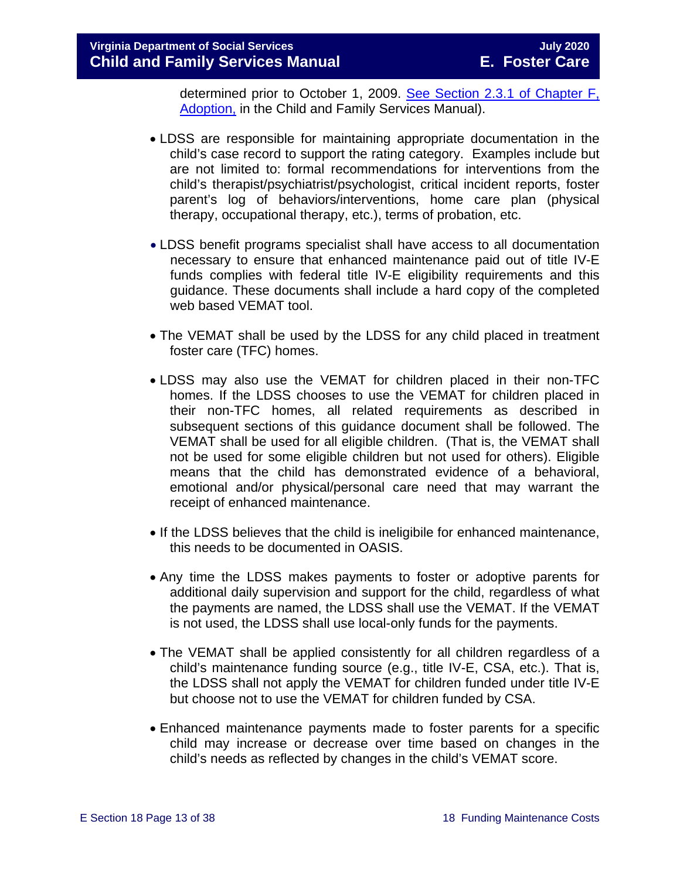determined prior to October 1, 2009. [See Section 2.3.1 of Chapter F, Adoption,](#) in the Child and Family Services Manual).

- LDSS are responsible for maintaining appropriate documentation in the child's case record to support the rating category. Examples include but are not limited to: formal recommendations for interventions from the child's therapist/psychiatrist/psychologist, critical incident reports, foster parent's log of behaviors/interventions, home care plan (physical therapy, occupational therapy, etc.), terms of probation, etc.

- LDSS benefit programs specialist shall have access to all documentation necessary to ensure that enhanced maintenance paid out of title IV-E funds complies with federal title IV-E eligibility requirements and this guidance. These documents shall include a hard copy of the completed web based VEMAT tool.

- The VEMAT shall be used by the LDSS for any child placed in treatment foster care (TFC) homes.

- LDSS may also use the VEMAT for children placed in their non-TFC homes. If the LDSS chooses to use the VEMAT for children placed in their non-TFC homes, all related requirements as described in subsequent sections of this guidance document shall be followed. The VEMAT shall be used for all eligible children. (That is, the VEMAT shall not be used for some eligible children but not used for others). Eligible means that the child has demonstrated evidence of a behavioral, emotional and/or physical/personal care need that may warrant the receipt of enhanced maintenance.

- If the LDSS believes that the child is ineligibile for enhanced maintenance, this needs to be documented in OASIS.

- Any time the LDSS makes payments to foster or adoptive parents for additional daily supervision and support for the child, regardless of what the payments are named, the LDSS shall use the VEMAT. If the VEMAT is not used, the LDSS shall use local-only funds for the payments.

- The VEMAT shall be applied consistently for all children regardless of a child's maintenance funding source (e.g., title IV-E, CSA, etc.). That is, the LDSS shall not apply the VEMAT for children funded under title IV-E but choose not to use the VEMAT for children funded by CSA.

- Enhanced maintenance payments made to foster parents for a specific child may increase or decrease over time based on changes in the child's needs as reflected by changes in the child's VEMAT score.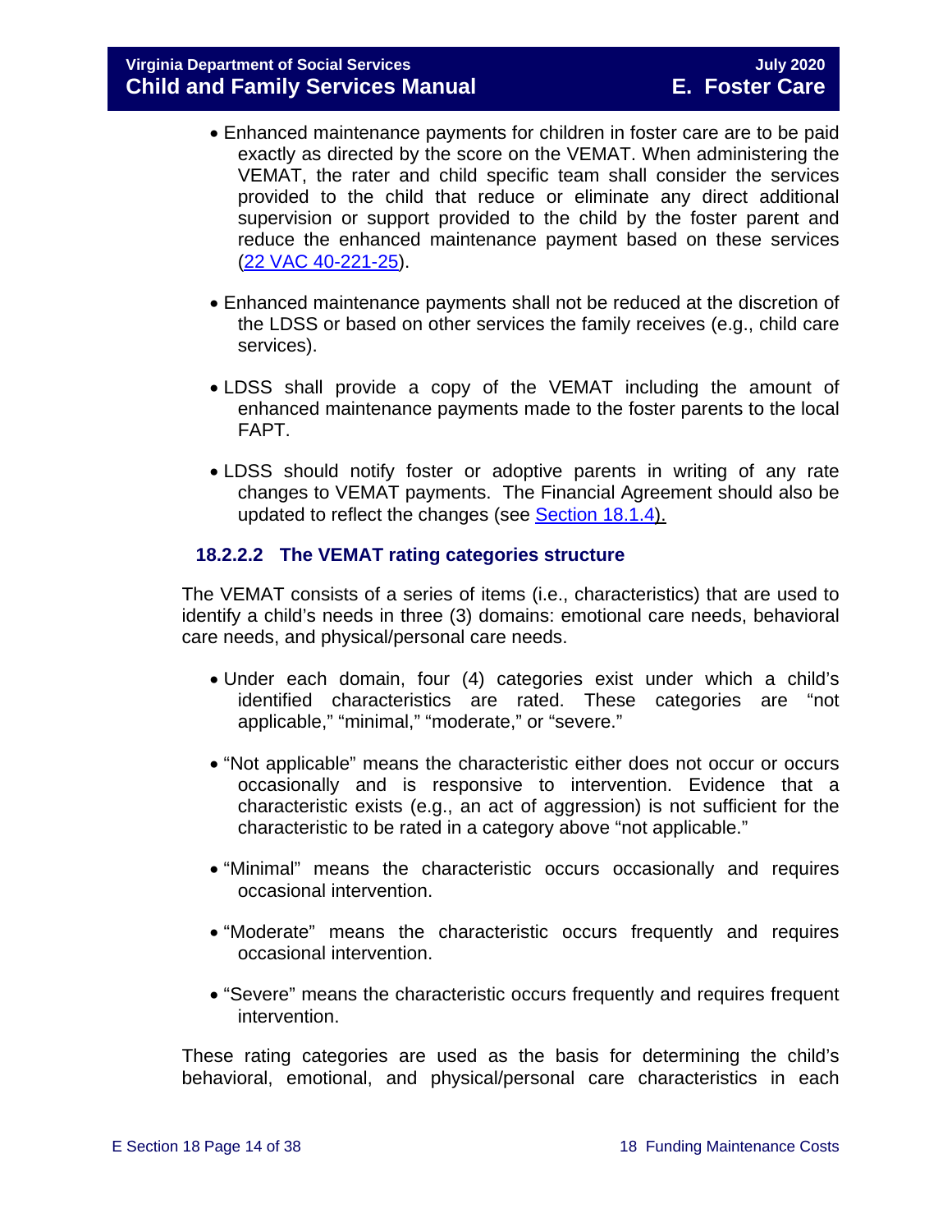- Enhanced maintenance payments for children in foster care are to be paid exactly as directed by the score on the VEMAT. When administering the VEMAT, the rater and child specific team shall consider the services provided to the child that reduce or eliminate any direct additional supervision or support provided to the child by the foster parent and reduce the enhanced maintenance payment based on these services (22 VAC 40-221-25).

- Enhanced maintenance payments shall not be reduced at the discretion of the LDSS or based on other services the family receives (e.g., child care services).

- LDSS shall provide a copy of the VEMAT including the amount of enhanced maintenance payments made to the foster parents to the local FAPT.

- LDSS should notify foster or adoptive parents in writing of any rate changes to VEMAT payments. The Financial Agreement should also be updated to reflect the changes (see Section 18.1.4).

### 18.2.2.2 The VEMAT rating categories structure

The VEMAT consists of a series of items (i.e., characteristics) that are used to identify a child's needs in three (3) domains: emotional care needs, behavioral care needs, and physical/personal care needs.

- Under each domain, four (4) categories exist under which a child's identified characteristics are rated. These categories are "not applicable," "minimal," "moderate," or "severe."

- "Not applicable" means the characteristic either does not occur or occurs occasionally and is responsive to intervention. Evidence that a characteristic exists (e.g., an act of aggression) is not sufficient for the characteristic to be rated in a category above "not applicable."

- "Minimal" means the characteristic occurs occasionally and requires occasional intervention.

- "Moderate" means the characteristic occurs frequently and requires occasional intervention.

- "Severe" means the characteristic occurs frequently and requires frequent intervention.

These rating categories are used as the basis for determining the child's behavioral, emotional, and physical/personal care characteristics in each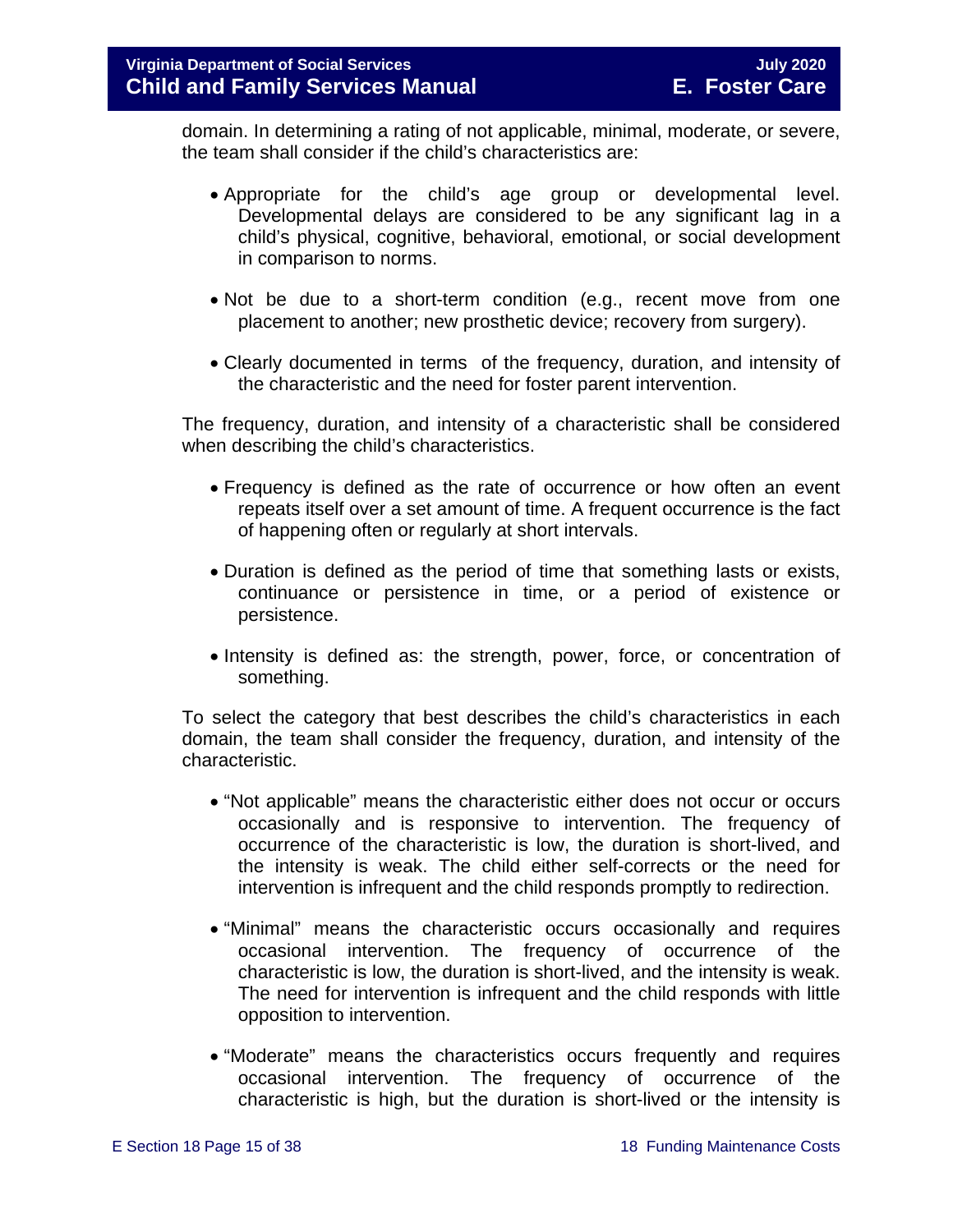domain. In determining a rating of not applicable, minimal, moderate, or severe, the team shall consider if the child's characteristics are:

- Appropriate for the child's age group or developmental level. Developmental delays are considered to be any significant lag in a child's physical, cognitive, behavioral, emotional, or social development in comparison to norms.
- Not be due to a short-term condition (e.g., recent move from one placement to another; new prosthetic device; recovery from surgery).
- Clearly documented in terms of the frequency, duration, and intensity of the characteristic and the need for foster parent intervention.

The frequency, duration, and intensity of a characteristic shall be considered when describing the child's characteristics.

- Frequency is defined as the rate of occurrence or how often an event repeats itself over a set amount of time. A frequent occurrence is the fact of happening often or regularly at short intervals.
- Duration is defined as the period of time that something lasts or exists, continuance or persistence in time, or a period of existence or persistence.
- Intensity is defined as: the strength, power, force, or concentration of something.

To select the category that best describes the child's characteristics in each domain, the team shall consider the frequency, duration, and intensity of the characteristic.

- "Not applicable" means the characteristic either does not occur or occurs occasionally and is responsive to intervention. The frequency of occurrence of the characteristic is low, the duration is short-lived, and the intensity is weak. The child either self-corrects or the need for intervention is infrequent and the child responds promptly to redirection.
- "Minimal" means the characteristic occurs occasionally and requires occasional intervention. The frequency of occurrence of the characteristic is low, the duration is short-lived, and the intensity is weak. The need for intervention is infrequent and the child responds with little opposition to intervention.
- "Moderate" means the characteristics occurs frequently and requires occasional intervention. The frequency of occurrence of the characteristic is high, but the duration is short-lived or the intensity is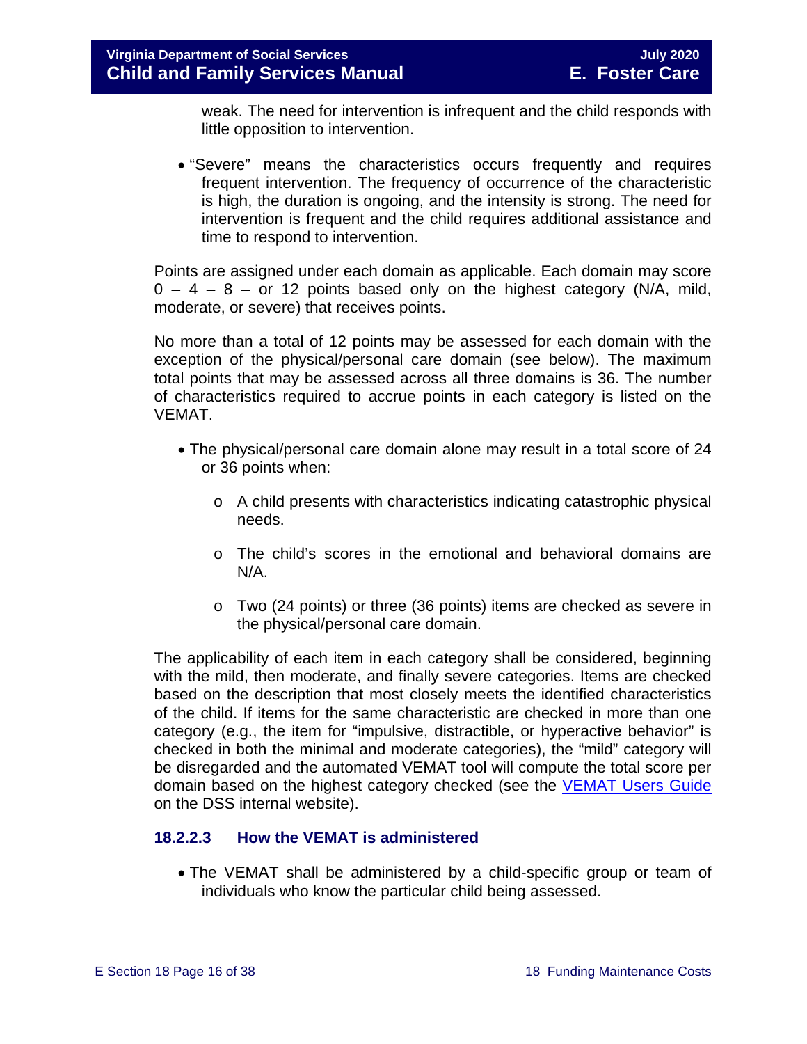weak. The need for intervention is infrequent and the child responds with little opposition to intervention.

- "Severe" means the characteristics occurs frequently and requires frequent intervention. The frequency of occurrence of the characteristic is high, the duration is ongoing, and the intensity is strong. The need for intervention is frequent and the child requires additional assistance and time to respond to intervention.

Points are assigned under each domain as applicable. Each domain may score 0 – 4 – 8 – or 12 points based only on the highest category (N/A, mild, moderate, or severe) that receives points.

No more than a total of 12 points may be assessed for each domain with the exception of the physical/personal care domain (see below). The maximum total points that may be assessed across all three domains is 36. The number of characteristics required to accrue points in each category is listed on the VEMAT.

- The physical/personal care domain alone may result in a total score of 24 or 36 points when:
  - A child presents with characteristics indicating catastrophic physical needs.
  - The child's scores in the emotional and behavioral domains are N/A.
  - Two (24 points) or three (36 points) items are checked as severe in the physical/personal care domain.

The applicability of each item in each category shall be considered, beginning with the mild, then moderate, and finally severe categories. Items are checked based on the description that most closely meets the identified characteristics of the child. If items for the same characteristic are checked in more than one category (e.g., the item for "impulsive, distractible, or hyperactive behavior" is checked in both the minimal and moderate categories), the "mild" category will be disregarded and the automated VEMAT tool will compute the total score per domain based on the highest category checked (see the [VEMAT Users Guide](#) on the DSS internal website).

### 18.2.2.3 How the VEMAT is administered

- The VEMAT shall be administered by a child-specific group or team of individuals who know the particular child being assessed.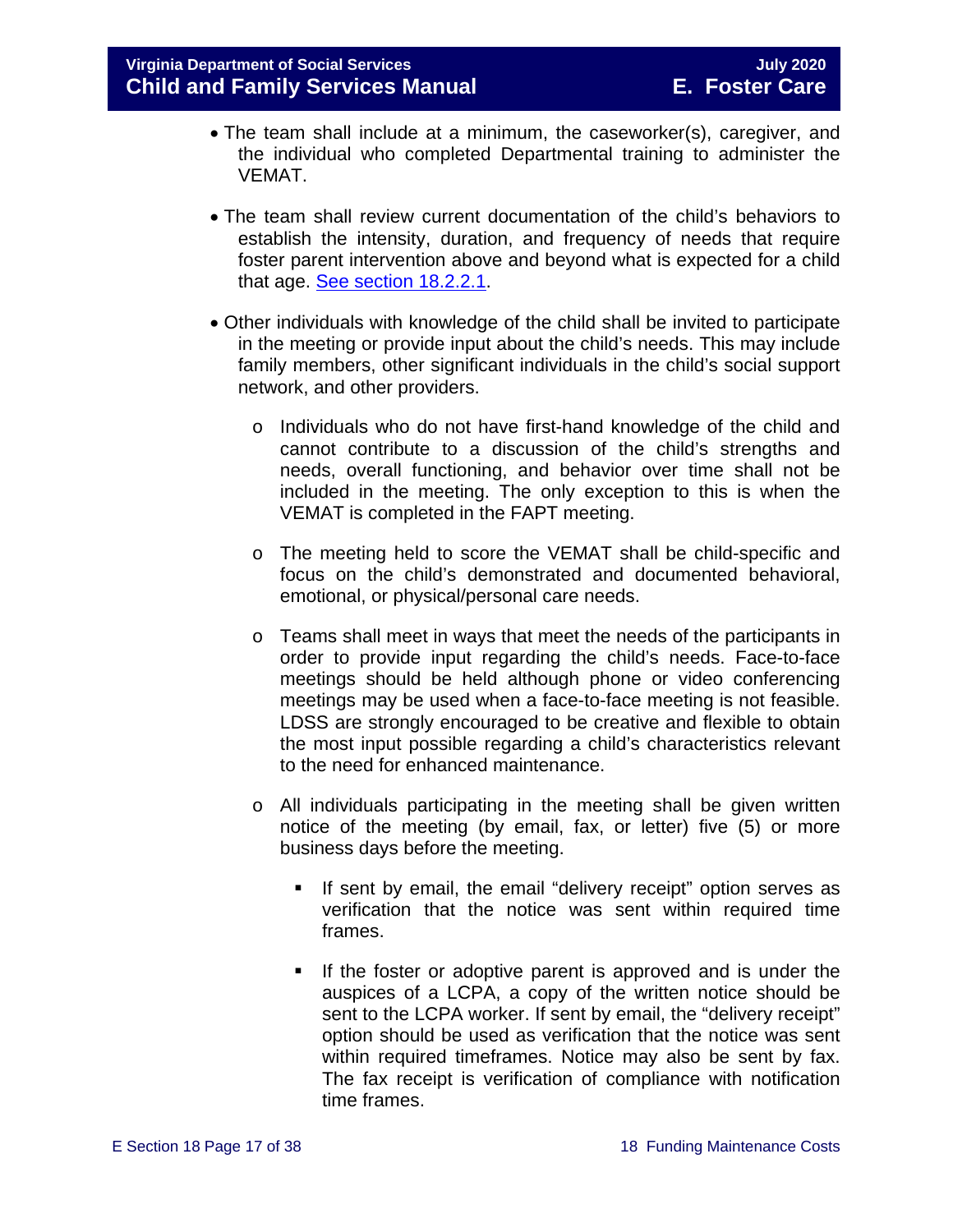- The team shall include at a minimum, the caseworker(s), caregiver, and the individual who completed Departmental training to administer the VEMAT.

- The team shall review current documentation of the child's behaviors to establish the intensity, duration, and frequency of needs that require foster parent intervention above and beyond what is expected for a child that age. [See section 18.2.2.1](#).

- Other individuals with knowledge of the child shall be invited to participate in the meeting or provide input about the child's needs. This may include family members, other significant individuals in the child's social support network, and other providers.

  - Individuals who do not have first-hand knowledge of the child and cannot contribute to a discussion of the child's strengths and needs, overall functioning, and behavior over time shall not be included in the meeting. The only exception to this is when the VEMAT is completed in the FAPT meeting.

  - The meeting held to score the VEMAT shall be child-specific and focus on the child's demonstrated and documented behavioral, emotional, or physical/personal care needs.

  - Teams shall meet in ways that meet the needs of the participants in order to provide input regarding the child's needs. Face-to-face meetings should be held although phone or video conferencing meetings may be used when a face-to-face meeting is not feasible. LDSS are strongly encouraged to be creative and flexible to obtain the most input possible regarding a child's characteristics relevant to the need for enhanced maintenance.

  - All individuals participating in the meeting shall be given written notice of the meeting (by email, fax, or letter) five (5) or more business days before the meeting.

    - If sent by email, the email "delivery receipt" option serves as verification that the notice was sent within required time frames.

    - If the foster or adoptive parent is approved and is under the auspices of a LCPA, a copy of the written notice should be sent to the LCPA worker. If sent by email, the "delivery receipt" option should be used as verification that the notice was sent within required timeframes. Notice may also be sent by fax. The fax receipt is verification of compliance with notification time frames.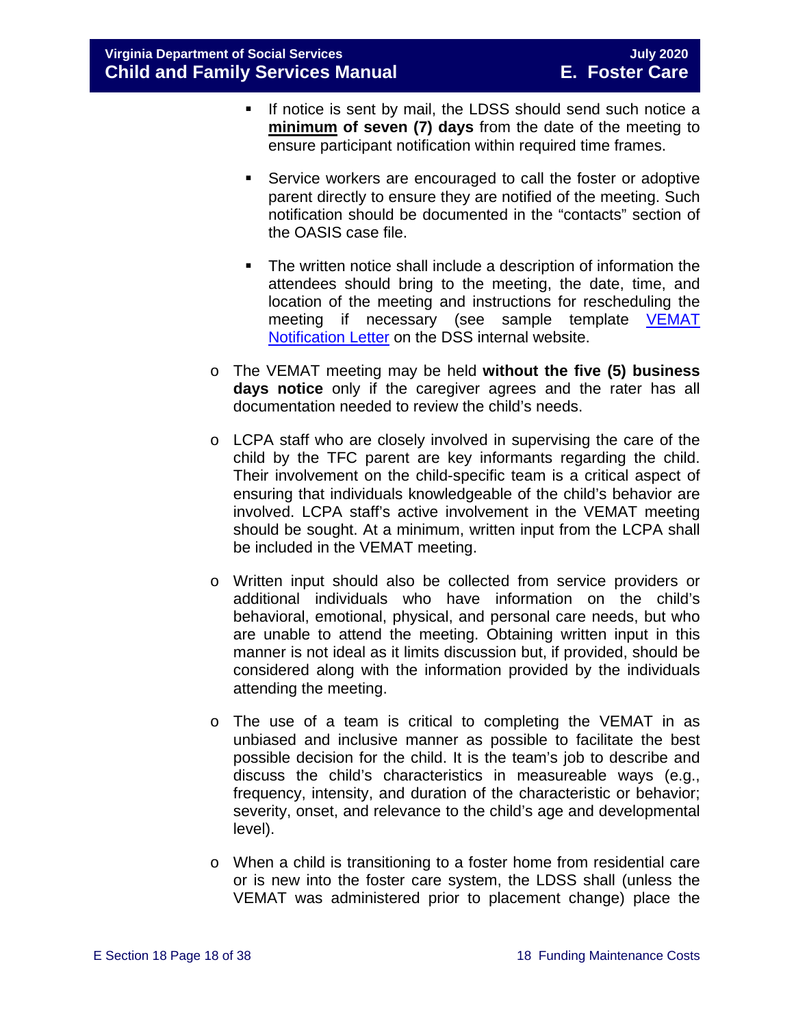- If notice is sent by mail, the LDSS should send such notice a **<u>minimum</u> of seven (7) days** from the date of the meeting to ensure participant notification within required time frames.

  - Service workers are encouraged to call the foster or adoptive parent directly to ensure they are notified of the meeting. Such notification should be documented in the "contacts" section of the OASIS case file.

  - The written notice shall include a description of information the attendees should bring to the meeting, the date, time, and location of the meeting and instructions for rescheduling the meeting if necessary (see sample template [VEMAT Notification Letter]() on the DSS internal website.

- The VEMAT meeting may be held **without the five (5) business days notice** only if the caregiver agrees and the rater has all documentation needed to review the child's needs.

- LCPA staff who are closely involved in supervising the care of the child by the TFC parent are key informants regarding the child. Their involvement on the child-specific team is a critical aspect of ensuring that individuals knowledgeable of the child's behavior are involved. LCPA staff's active involvement in the VEMAT meeting should be sought. At a minimum, written input from the LCPA shall be included in the VEMAT meeting.

- Written input should also be collected from service providers or additional individuals who have information on the child's behavioral, emotional, physical, and personal care needs, but who are unable to attend the meeting. Obtaining written input in this manner is not ideal as it limits discussion but, if provided, should be considered along with the information provided by the individuals attending the meeting.

- The use of a team is critical to completing the VEMAT in as unbiased and inclusive manner as possible to facilitate the best possible decision for the child. It is the team's job to describe and discuss the child's characteristics in measureable ways (e.g., frequency, intensity, and duration of the characteristic or behavior; severity, onset, and relevance to the child's age and developmental level).

- When a child is transitioning to a foster home from residential care or is new into the foster care system, the LDSS shall (unless the VEMAT was administered prior to placement change) place the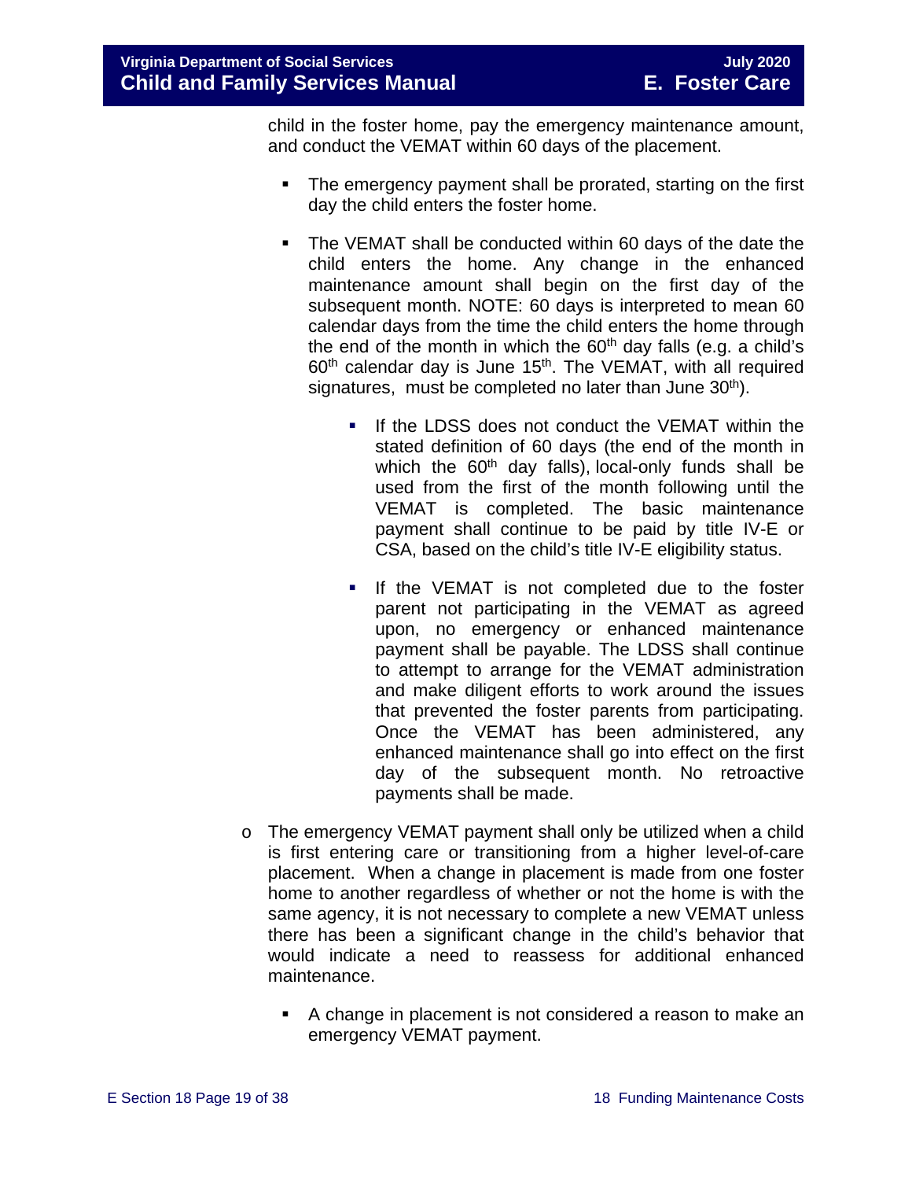child in the foster home, pay the emergency maintenance amount, and conduct the VEMAT within 60 days of the placement.

- The emergency payment shall be prorated, starting on the first day the child enters the foster home.
- The VEMAT shall be conducted within 60 days of the date the child enters the home. Any change in the enhanced maintenance amount shall begin on the first day of the subsequent month. NOTE: 60 days is interpreted to mean 60 calendar days from the time the child enters the home through the end of the month in which the 60th day falls (e.g. a child's 60th calendar day is June 15th. The VEMAT, with all required signatures, must be completed no later than June 30th).
  - If the LDSS does not conduct the VEMAT within the stated definition of 60 days (the end of the month in which the 60th day falls), local-only funds shall be used from the first of the month following until the VEMAT is completed. The basic maintenance payment shall continue to be paid by title IV-E or CSA, based on the child's title IV-E eligibility status.
  - If the VEMAT is not completed due to the foster parent not participating in the VEMAT as agreed upon, no emergency or enhanced maintenance payment shall be payable. The LDSS shall continue to attempt to arrange for the VEMAT administration and make diligent efforts to work around the issues that prevented the foster parents from participating. Once the VEMAT has been administered, any enhanced maintenance shall go into effect on the first day of the subsequent month. No retroactive payments shall be made.

- The emergency VEMAT payment shall only be utilized when a child is first entering care or transitioning from a higher level-of-care placement. When a change in placement is made from one foster home to another regardless of whether or not the home is with the same agency, it is not necessary to complete a new VEMAT unless there has been a significant change in the child's behavior that would indicate a need to reassess for additional enhanced maintenance.
  - A change in placement is not considered a reason to make an emergency VEMAT payment.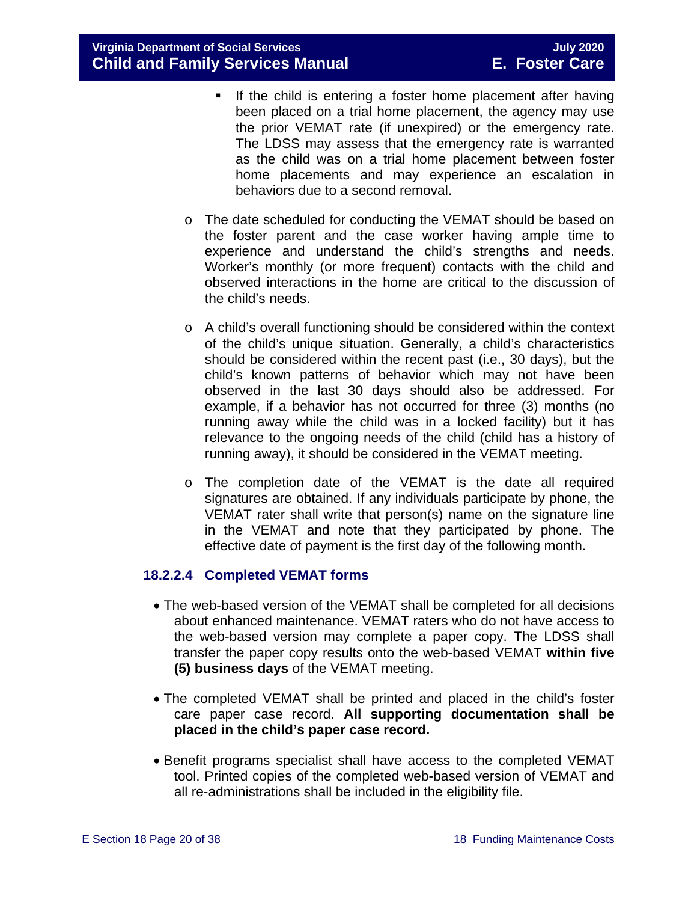- If the child is entering a foster home placement after having been placed on a trial home placement, the agency may use the prior VEMAT rate (if unexpired) or the emergency rate. The LDSS may assess that the emergency rate is warranted as the child was on a trial home placement between foster home placements and may experience an escalation in behaviors due to a second removal.

    - The date scheduled for conducting the VEMAT should be based on the foster parent and the case worker having ample time to experience and understand the child's strengths and needs. Worker's monthly (or more frequent) contacts with the child and observed interactions in the home are critical to the discussion of the child's needs.

    - A child's overall functioning should be considered within the context of the child's unique situation. Generally, a child's characteristics should be considered within the recent past (i.e., 30 days), but the child's known patterns of behavior which may not have been observed in the last 30 days should also be addressed. For example, if a behavior has not occurred for three (3) months (no running away while the child was in a locked facility) but it has relevance to the ongoing needs of the child (child has a history of running away), it should be considered in the VEMAT meeting.

    - The completion date of the VEMAT is the date all required signatures are obtained. If any individuals participate by phone, the VEMAT rater shall write that person(s) name on the signature line in the VEMAT and note that they participated by phone. The effective date of payment is the first day of the following month.

### 18.2.2.4 Completed VEMAT forms

- The web-based version of the VEMAT shall be completed for all decisions about enhanced maintenance. VEMAT raters who do not have access to the web-based version may complete a paper copy. The LDSS shall transfer the paper copy results onto the web-based VEMAT **within five (5) business days** of the VEMAT meeting.

- The completed VEMAT shall be printed and placed in the child's foster care paper case record. **All supporting documentation shall be placed in the child's paper case record.**

- Benefit programs specialist shall have access to the completed VEMAT tool. Printed copies of the completed web-based version of VEMAT and all re-administrations shall be included in the eligibility file.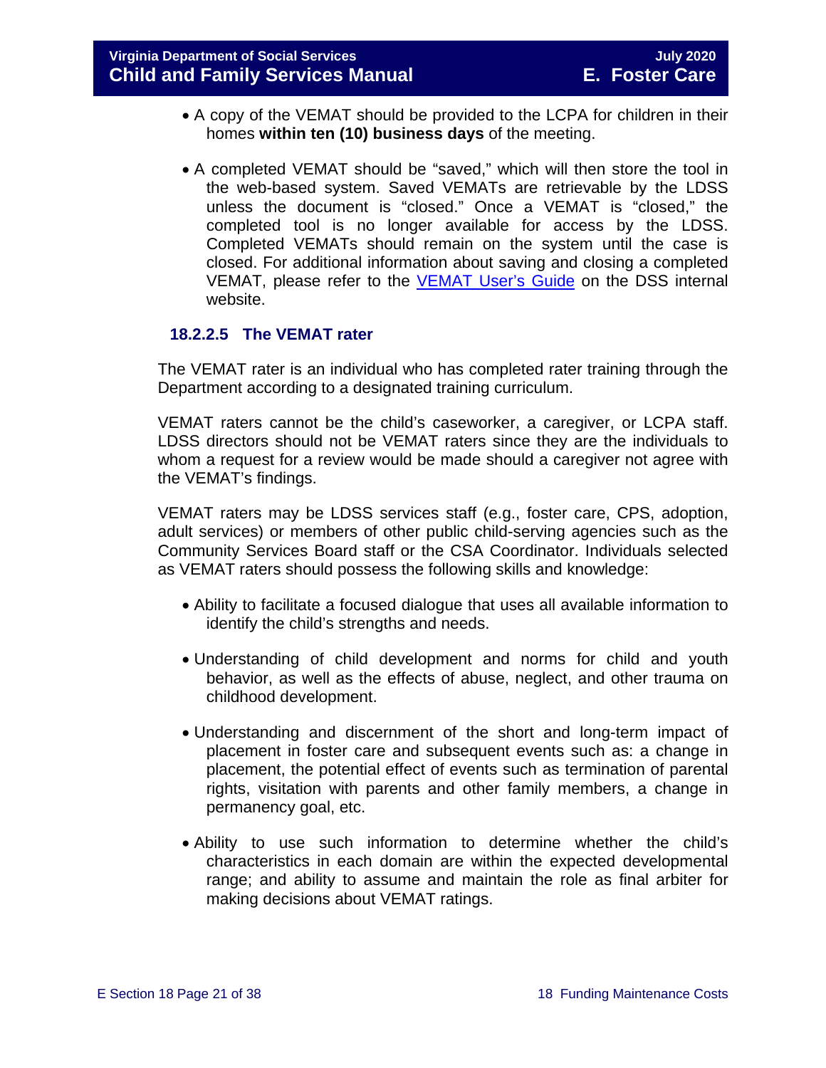- A copy of the VEMAT should be provided to the LCPA for children in their homes **within ten (10) business days** of the meeting.

- A completed VEMAT should be "saved," which will then store the tool in the web-based system. Saved VEMATs are retrievable by the LDSS unless the document is "closed." Once a VEMAT is "closed," the completed tool is no longer available for access by the LDSS. Completed VEMATs should remain on the system until the case is closed. For additional information about saving and closing a completed VEMAT, please refer to the VEMAT User's Guide on the DSS internal website.

#### 18.2.2.5 The VEMAT rater

The VEMAT rater is an individual who has completed rater training through the Department according to a designated training curriculum.

VEMAT raters cannot be the child's caseworker, a caregiver, or LCPA staff. LDSS directors should not be VEMAT raters since they are the individuals to whom a request for a review would be made should a caregiver not agree with the VEMAT's findings.

VEMAT raters may be LDSS services staff (e.g., foster care, CPS, adoption, adult services) or members of other public child-serving agencies such as the Community Services Board staff or the CSA Coordinator. Individuals selected as VEMAT raters should possess the following skills and knowledge:

- Ability to facilitate a focused dialogue that uses all available information to identify the child's strengths and needs.

- Understanding of child development and norms for child and youth behavior, as well as the effects of abuse, neglect, and other trauma on childhood development.

- Understanding and discernment of the short and long-term impact of placement in foster care and subsequent events such as: a change in placement, the potential effect of events such as termination of parental rights, visitation with parents and other family members, a change in permanency goal, etc.

- Ability to use such information to determine whether the child's characteristics in each domain are within the expected developmental range; and ability to assume and maintain the role as final arbiter for making decisions about VEMAT ratings.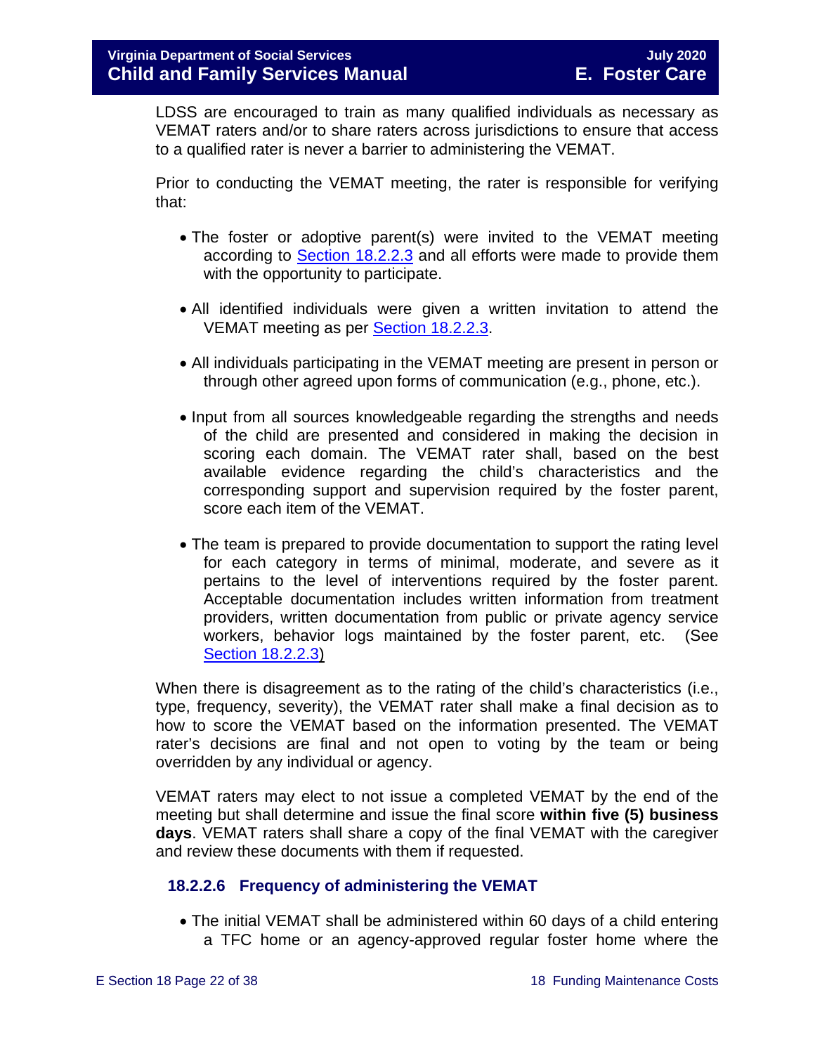LDSS are encouraged to train as many qualified individuals as necessary as VEMAT raters and/or to share raters across jurisdictions to ensure that access to a qualified rater is never a barrier to administering the VEMAT.

Prior to conducting the VEMAT meeting, the rater is responsible for verifying that:

- The foster or adoptive parent(s) were invited to the VEMAT meeting according to Section 18.2.2.3 and all efforts were made to provide them with the opportunity to participate.

- All identified individuals were given a written invitation to attend the VEMAT meeting as per Section 18.2.2.3.

- All individuals participating in the VEMAT meeting are present in person or through other agreed upon forms of communication (e.g., phone, etc.).

- Input from all sources knowledgeable regarding the strengths and needs of the child are presented and considered in making the decision in scoring each domain. The VEMAT rater shall, based on the best available evidence regarding the child's characteristics and the corresponding support and supervision required by the foster parent, score each item of the VEMAT.

- The team is prepared to provide documentation to support the rating level for each category in terms of minimal, moderate, and severe as it pertains to the level of interventions required by the foster parent. Acceptable documentation includes written information from treatment providers, written documentation from public or private agency service workers, behavior logs maintained by the foster parent, etc. (See Section 18.2.2.3)

When there is disagreement as to the rating of the child's characteristics (i.e., type, frequency, severity), the VEMAT rater shall make a final decision as to how to score the VEMAT based on the information presented. The VEMAT rater's decisions are final and not open to voting by the team or being overridden by any individual or agency.

VEMAT raters may elect to not issue a completed VEMAT by the end of the meeting but shall determine and issue the final score **within five (5) business days**. VEMAT raters shall share a copy of the final VEMAT with the caregiver and review these documents with them if requested.

#### 18.2.2.6 Frequency of administering the VEMAT

- The initial VEMAT shall be administered within 60 days of a child entering a TFC home or an agency-approved regular foster home where the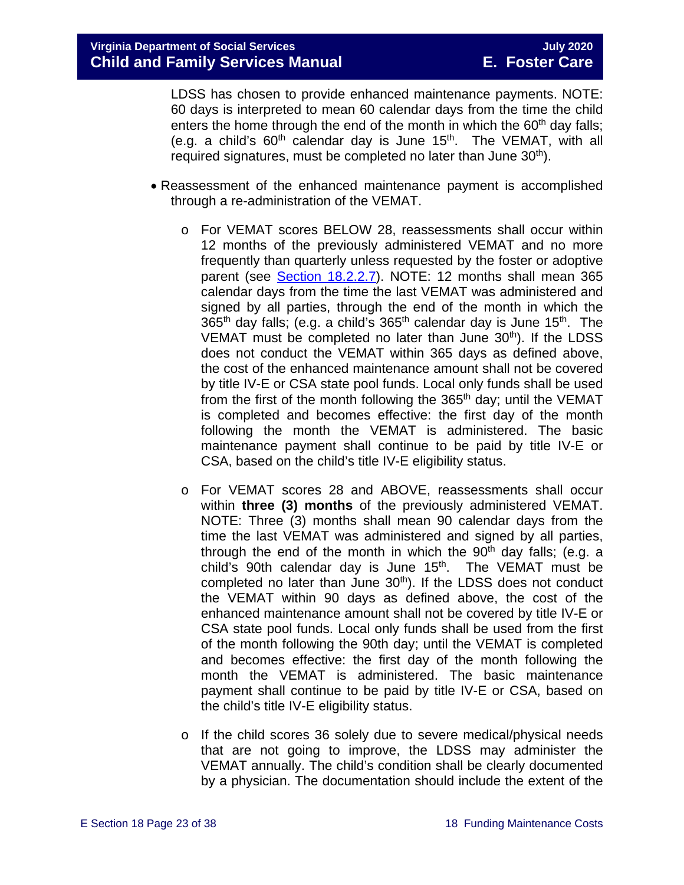LDSS has chosen to provide enhanced maintenance payments. NOTE: 60 days is interpreted to mean 60 calendar days from the time the child enters the home through the end of the month in which the 60th day falls; (e.g. a child's 60th calendar day is June 15th. The VEMAT, with all required signatures, must be completed no later than June 30th).

- Reassessment of the enhanced maintenance payment is accomplished through a re-administration of the VEMAT.
  - For VEMAT scores BELOW 28, reassessments shall occur within 12 months of the previously administered VEMAT and no more frequently than quarterly unless requested by the foster or adoptive parent (see Section 18.2.2.7). NOTE: 12 months shall mean 365 calendar days from the time the last VEMAT was administered and signed by all parties, through the end of the month in which the 365th day falls; (e.g. a child's 365th calendar day is June 15th. The VEMAT must be completed no later than June 30th). If the LDSS does not conduct the VEMAT within 365 days as defined above, the cost of the enhanced maintenance amount shall not be covered by title IV-E or CSA state pool funds. Local only funds shall be used from the first of the month following the 365th day; until the VEMAT is completed and becomes effective: the first day of the month following the month the VEMAT is administered. The basic maintenance payment shall continue to be paid by title IV-E or CSA, based on the child's title IV-E eligibility status.
  - For VEMAT scores 28 and ABOVE, reassessments shall occur within **three (3) months** of the previously administered VEMAT. NOTE: Three (3) months shall mean 90 calendar days from the time the last VEMAT was administered and signed by all parties, through the end of the month in which the 90th day falls; (e.g. a child's 90th calendar day is June 15th. The VEMAT must be completed no later than June 30th). If the LDSS does not conduct the VEMAT within 90 days as defined above, the cost of the enhanced maintenance amount shall not be covered by title IV-E or CSA state pool funds. Local only funds shall be used from the first of the month following the 90th day; until the VEMAT is completed and becomes effective: the first day of the month following the month the VEMAT is administered. The basic maintenance payment shall continue to be paid by title IV-E or CSA, based on the child's title IV-E eligibility status.
  - If the child scores 36 solely due to severe medical/physical needs that are not going to improve, the LDSS may administer the VEMAT annually. The child's condition shall be clearly documented by a physician. The documentation should include the extent of the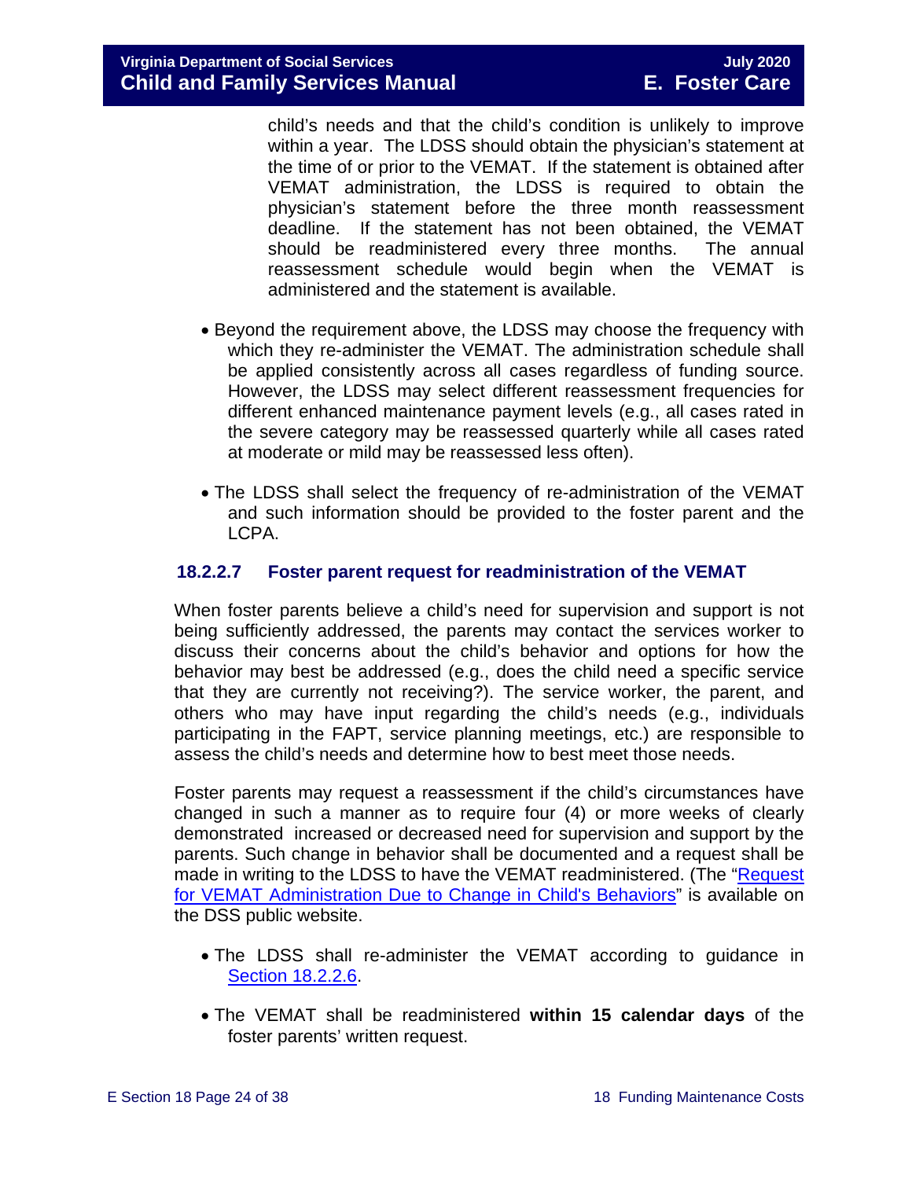child's needs and that the child's condition is unlikely to improve within a year. The LDSS should obtain the physician's statement at the time of or prior to the VEMAT. If the statement is obtained after VEMAT administration, the LDSS is required to obtain the physician's statement before the three month reassessment deadline. If the statement has not been obtained, the VEMAT should be readministered every three months. The annual reassessment schedule would begin when the VEMAT is administered and the statement is available.

- Beyond the requirement above, the LDSS may choose the frequency with which they re-administer the VEMAT. The administration schedule shall be applied consistently across all cases regardless of funding source. However, the LDSS may select different reassessment frequencies for different enhanced maintenance payment levels (e.g., all cases rated in the severe category may be reassessed quarterly while all cases rated at moderate or mild may be reassessed less often).

- The LDSS shall select the frequency of re-administration of the VEMAT and such information should be provided to the foster parent and the LCPA.

### 18.2.2.7 Foster parent request for readministration of the VEMAT

When foster parents believe a child's need for supervision and support is not being sufficiently addressed, the parents may contact the services worker to discuss their concerns about the child's behavior and options for how the behavior may best be addressed (e.g., does the child need a specific service that they are currently not receiving?). The service worker, the parent, and others who may have input regarding the child's needs (e.g., individuals participating in the FAPT, service planning meetings, etc.) are responsible to assess the child's needs and determine how to best meet those needs.

Foster parents may request a reassessment if the child's circumstances have changed in such a manner as to require four (4) or more weeks of clearly demonstrated increased or decreased need for supervision and support by the parents. Such change in behavior shall be documented and a request shall be made in writing to the LDSS to have the VEMAT readministered. (The "Request for VEMAT Administration Due to Change in Child's Behaviors" is available on the DSS public website.

- The LDSS shall re-administer the VEMAT according to guidance in Section 18.2.2.6.

- The VEMAT shall be readministered **within 15 calendar days** of the foster parents' written request.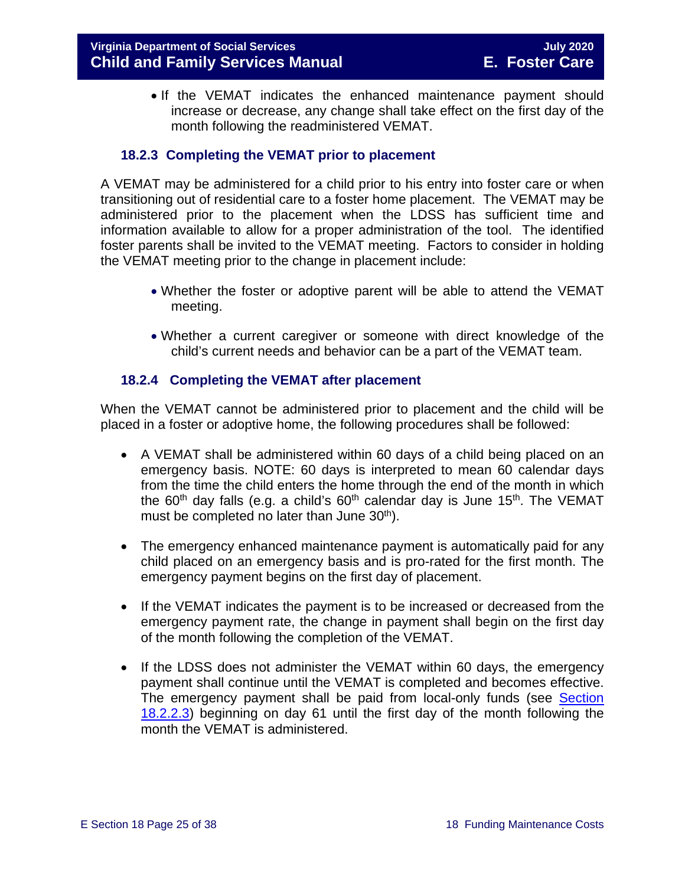- If the VEMAT indicates the enhanced maintenance payment should increase or decrease, any change shall take effect on the first day of the month following the readministered VEMAT.

### 18.2.3 Completing the VEMAT prior to placement

A VEMAT may be administered for a child prior to his entry into foster care or when transitioning out of residential care to a foster home placement. The VEMAT may be administered prior to the placement when the LDSS has sufficient time and information available to allow for a proper administration of the tool. The identified foster parents shall be invited to the VEMAT meeting. Factors to consider in holding the VEMAT meeting prior to the change in placement include:

- Whether the foster or adoptive parent will be able to attend the VEMAT meeting.
- Whether a current caregiver or someone with direct knowledge of the child's current needs and behavior can be a part of the VEMAT team.

### 18.2.4 Completing the VEMAT after placement

When the VEMAT cannot be administered prior to placement and the child will be placed in a foster or adoptive home, the following procedures shall be followed:

- A VEMAT shall be administered within 60 days of a child being placed on an emergency basis. NOTE: 60 days is interpreted to mean 60 calendar days from the time the child enters the home through the end of the month in which the 60th day falls (e.g. a child's 60th calendar day is June 15th. The VEMAT must be completed no later than June 30th).
- The emergency enhanced maintenance payment is automatically paid for any child placed on an emergency basis and is pro-rated for the first month. The emergency payment begins on the first day of placement.
- If the VEMAT indicates the payment is to be increased or decreased from the emergency payment rate, the change in payment shall begin on the first day of the month following the completion of the VEMAT.
- If the LDSS does not administer the VEMAT within 60 days, the emergency payment shall continue until the VEMAT is completed and becomes effective. The emergency payment shall be paid from local-only funds (see Section 18.2.2.3) beginning on day 61 until the first day of the month following the month the VEMAT is administered.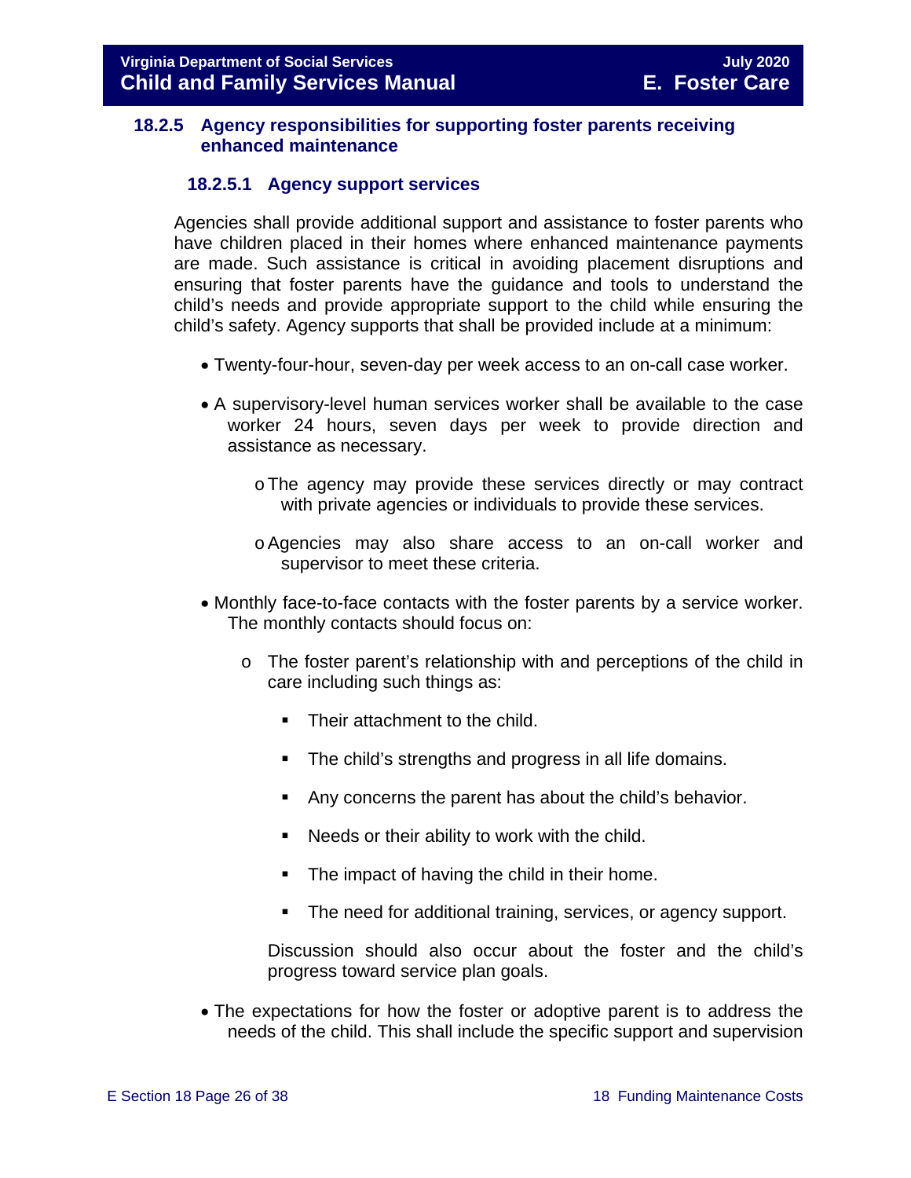### 18.2.5 Agency responsibilities for supporting foster parents receiving enhanced maintenance

#### 18.2.5.1 Agency support services

Agencies shall provide additional support and assistance to foster parents who have children placed in their homes where enhanced maintenance payments are made. Such assistance is critical in avoiding placement disruptions and ensuring that foster parents have the guidance and tools to understand the child's needs and provide appropriate support to the child while ensuring the child's safety. Agency supports that shall be provided include at a minimum:

- Twenty-four-hour, seven-day per week access to an on-call case worker.
- A supervisory-level human services worker shall be available to the case worker 24 hours, seven days per week to provide direction and assistance as necessary.
  - The agency may provide these services directly or may contract with private agencies or individuals to provide these services.
  - Agencies may also share access to an on-call worker and supervisor to meet these criteria.
- Monthly face-to-face contacts with the foster parents by a service worker. The monthly contacts should focus on:
  - The foster parent's relationship with and perceptions of the child in care including such things as:
    - Their attachment to the child.
    - The child's strengths and progress in all life domains.
    - Any concerns the parent has about the child's behavior.
    - Needs or their ability to work with the child.
    - The impact of having the child in their home.
    - The need for additional training, services, or agency support.

    Discussion should also occur about the foster and the child's progress toward service plan goals.
- The expectations for how the foster or adoptive parent is to address the needs of the child. This shall include the specific support and supervision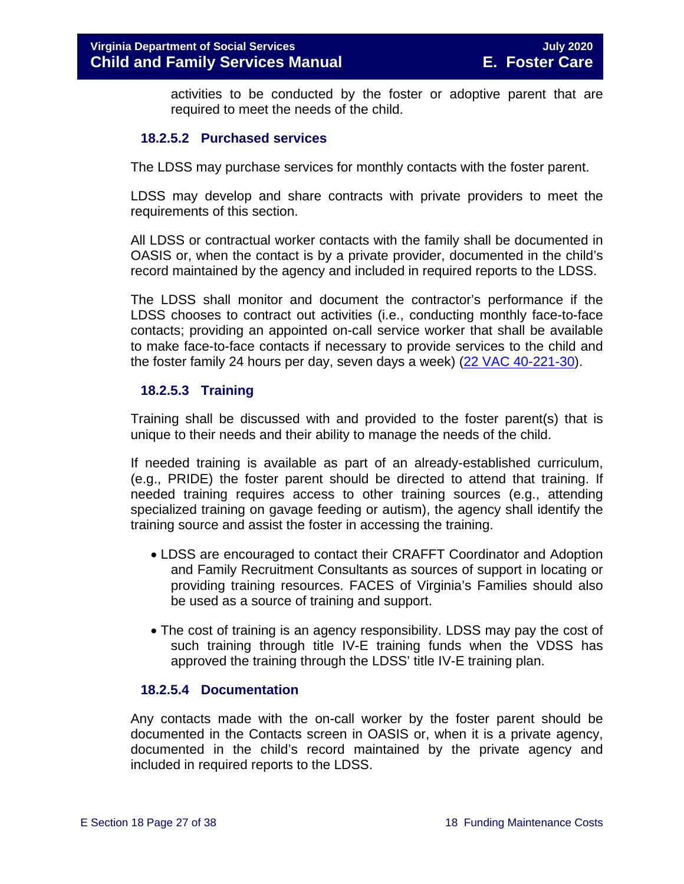activities to be conducted by the foster or adoptive parent that are required to meet the needs of the child.

#### 18.2.5.2 Purchased services

The LDSS may purchase services for monthly contacts with the foster parent.

LDSS may develop and share contracts with private providers to meet the requirements of this section.

All LDSS or contractual worker contacts with the family shall be documented in OASIS or, when the contact is by a private provider, documented in the child's record maintained by the agency and included in required reports to the LDSS.

The LDSS shall monitor and document the contractor's performance if the LDSS chooses to contract out activities (i.e., conducting monthly face-to-face contacts; providing an appointed on-call service worker that shall be available to make face-to-face contacts if necessary to provide services to the child and the foster family 24 hours per day, seven days a week) (22 VAC 40-221-30).

#### 18.2.5.3 Training

Training shall be discussed with and provided to the foster parent(s) that is unique to their needs and their ability to manage the needs of the child.

If needed training is available as part of an already-established curriculum, (e.g., PRIDE) the foster parent should be directed to attend that training. If needed training requires access to other training sources (e.g., attending specialized training on gavage feeding or autism), the agency shall identify the training source and assist the foster in accessing the training.

- LDSS are encouraged to contact their CRAFFT Coordinator and Adoption and Family Recruitment Consultants as sources of support in locating or providing training resources. FACES of Virginia's Families should also be used as a source of training and support.
- The cost of training is an agency responsibility. LDSS may pay the cost of such training through title IV-E training funds when the VDSS has approved the training through the LDSS' title IV-E training plan.

#### 18.2.5.4 Documentation

Any contacts made with the on-call worker by the foster parent should be documented in the Contacts screen in OASIS or, when it is a private agency, documented in the child's record maintained by the private agency and included in required reports to the LDSS.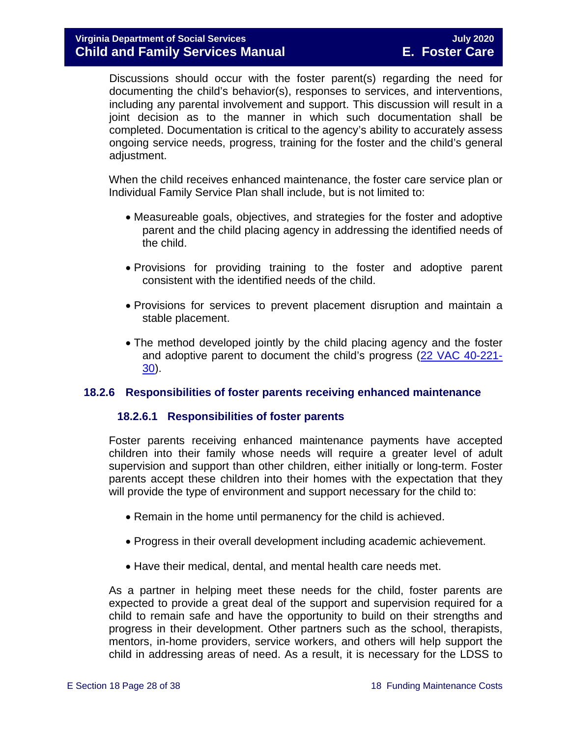Discussions should occur with the foster parent(s) regarding the need for documenting the child's behavior(s), responses to services, and interventions, including any parental involvement and support. This discussion will result in a joint decision as to the manner in which such documentation shall be completed. Documentation is critical to the agency's ability to accurately assess ongoing service needs, progress, training for the foster and the child's general adjustment.

When the child receives enhanced maintenance, the foster care service plan or Individual Family Service Plan shall include, but is not limited to:

- Measureable goals, objectives, and strategies for the foster and adoptive parent and the child placing agency in addressing the identified needs of the child.
- Provisions for providing training to the foster and adoptive parent consistent with the identified needs of the child.
- Provisions for services to prevent placement disruption and maintain a stable placement.
- The method developed jointly by the child placing agency and the foster and adoptive parent to document the child's progress (22 VAC 40-221-30).

### 18.2.6 Responsibilities of foster parents receiving enhanced maintenance

#### 18.2.6.1 Responsibilities of foster parents

Foster parents receiving enhanced maintenance payments have accepted children into their family whose needs will require a greater level of adult supervision and support than other children, either initially or long-term. Foster parents accept these children into their homes with the expectation that they will provide the type of environment and support necessary for the child to:

- Remain in the home until permanency for the child is achieved.
- Progress in their overall development including academic achievement.
- Have their medical, dental, and mental health care needs met.

As a partner in helping meet these needs for the child, foster parents are expected to provide a great deal of the support and supervision required for a child to remain safe and have the opportunity to build on their strengths and progress in their development. Other partners such as the school, therapists, mentors, in-home providers, service workers, and others will help support the child in addressing areas of need. As a result, it is necessary for the LDSS to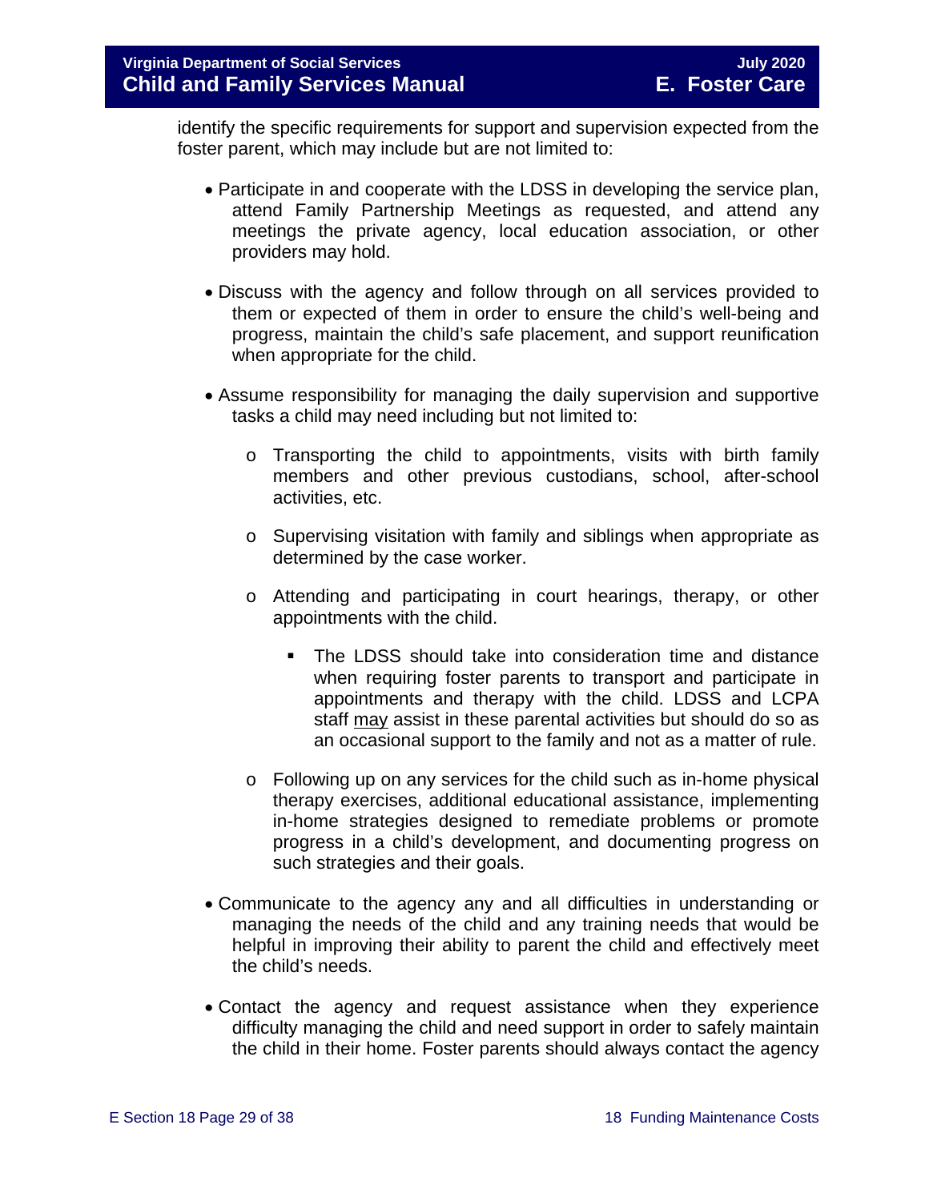identify the specific requirements for support and supervision expected from the foster parent, which may include but are not limited to:

- Participate in and cooperate with the LDSS in developing the service plan, attend Family Partnership Meetings as requested, and attend any meetings the private agency, local education association, or other providers may hold.

- Discuss with the agency and follow through on all services provided to them or expected of them in order to ensure the child's well-being and progress, maintain the child's safe placement, and support reunification when appropriate for the child.

- Assume responsibility for managing the daily supervision and supportive tasks a child may need including but not limited to:

  - Transporting the child to appointments, visits with birth family members and other previous custodians, school, after-school activities, etc.

  - Supervising visitation with family and siblings when appropriate as determined by the case worker.

  - Attending and participating in court hearings, therapy, or other appointments with the child.

    - The LDSS should take into consideration time and distance when requiring foster parents to transport and participate in appointments and therapy with the child. LDSS and LCPA staff <u>may</u> assist in these parental activities but should do so as an occasional support to the family and not as a matter of rule.

  - Following up on any services for the child such as in-home physical therapy exercises, additional educational assistance, implementing in-home strategies designed to remediate problems or promote progress in a child's development, and documenting progress on such strategies and their goals.

- Communicate to the agency any and all difficulties in understanding or managing the needs of the child and any training needs that would be helpful in improving their ability to parent the child and effectively meet the child's needs.

- Contact the agency and request assistance when they experience difficulty managing the child and need support in order to safely maintain the child in their home. Foster parents should always contact the agency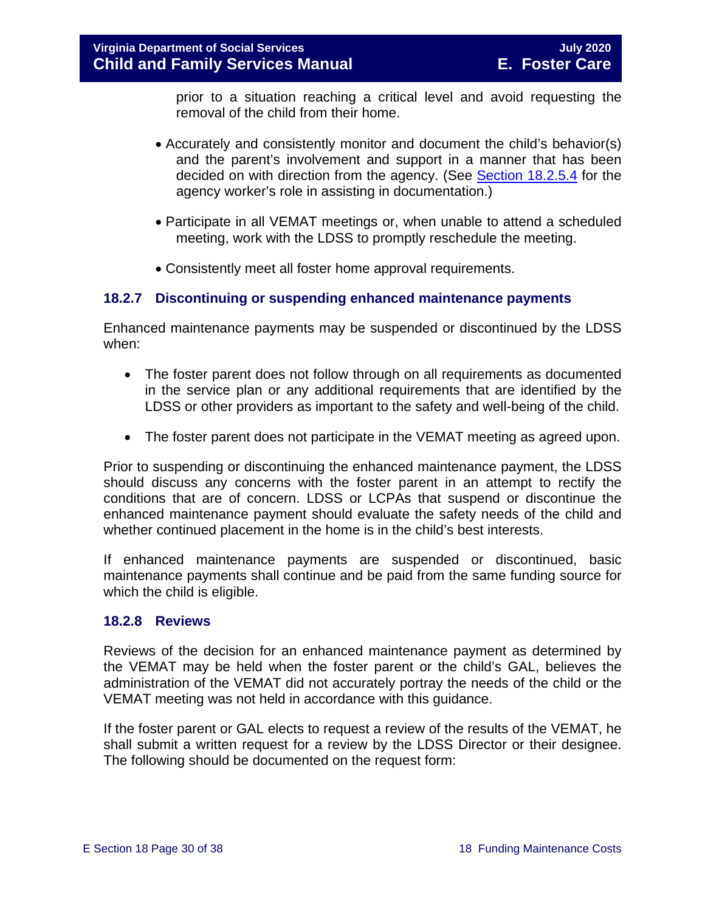prior to a situation reaching a critical level and avoid requesting the removal of the child from their home.

- Accurately and consistently monitor and document the child's behavior(s) and the parent's involvement and support in a manner that has been decided on with direction from the agency. (See Section 18.2.5.4 for the agency worker's role in assisting in documentation.)

- Participate in all VEMAT meetings or, when unable to attend a scheduled meeting, work with the LDSS to promptly reschedule the meeting.

- Consistently meet all foster home approval requirements.

### 18.2.7 Discontinuing or suspending enhanced maintenance payments

Enhanced maintenance payments may be suspended or discontinued by the LDSS when:

- The foster parent does not follow through on all requirements as documented in the service plan or any additional requirements that are identified by the LDSS or other providers as important to the safety and well-being of the child.

- The foster parent does not participate in the VEMAT meeting as agreed upon.

Prior to suspending or discontinuing the enhanced maintenance payment, the LDSS should discuss any concerns with the foster parent in an attempt to rectify the conditions that are of concern. LDSS or LCPAs that suspend or discontinue the enhanced maintenance payment should evaluate the safety needs of the child and whether continued placement in the home is in the child's best interests.

If enhanced maintenance payments are suspended or discontinued, basic maintenance payments shall continue and be paid from the same funding source for which the child is eligible.

### 18.2.8 Reviews

Reviews of the decision for an enhanced maintenance payment as determined by the VEMAT may be held when the foster parent or the child's GAL, believes the administration of the VEMAT did not accurately portray the needs of the child or the VEMAT meeting was not held in accordance with this guidance.

If the foster parent or GAL elects to request a review of the results of the VEMAT, he shall submit a written request for a review by the LDSS Director or their designee. The following should be documented on the request form: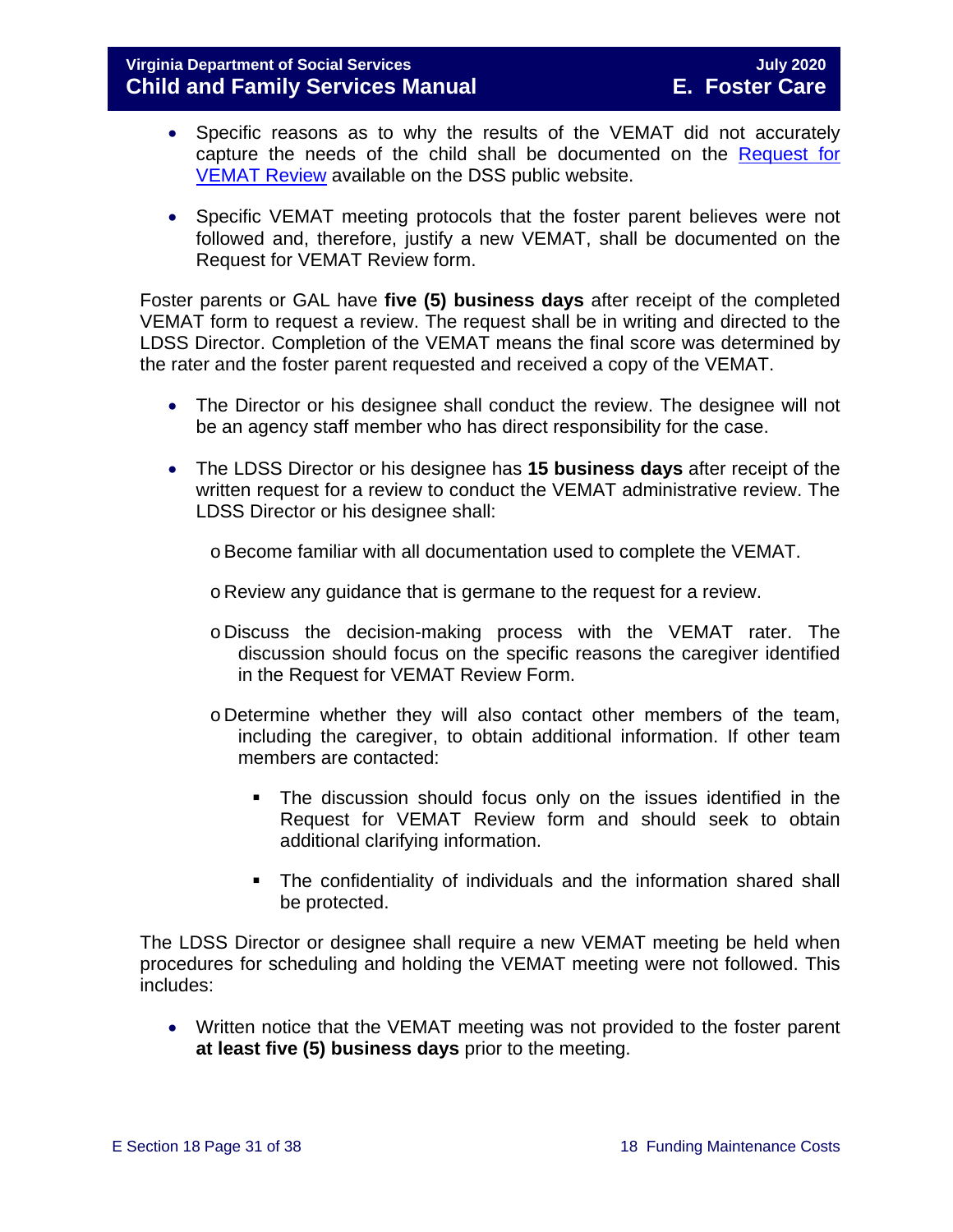- Specific reasons as to why the results of the VEMAT did not accurately capture the needs of the child shall be documented on the [Request for VEMAT Review](#) available on the DSS public website.

- Specific VEMAT meeting protocols that the foster parent believes were not followed and, therefore, justify a new VEMAT, shall be documented on the Request for VEMAT Review form.

Foster parents or GAL have **five (5) business days** after receipt of the completed VEMAT form to request a review. The request shall be in writing and directed to the LDSS Director. Completion of the VEMAT means the final score was determined by the rater and the foster parent requested and received a copy of the VEMAT.

- The Director or his designee shall conduct the review. The designee will not be an agency staff member who has direct responsibility for the case.

- The LDSS Director or his designee has **15 business days** after receipt of the written request for a review to conduct the VEMAT administrative review. The LDSS Director or his designee shall:

  - Become familiar with all documentation used to complete the VEMAT.

  - Review any guidance that is germane to the request for a review.

  - Discuss the decision-making process with the VEMAT rater. The discussion should focus on the specific reasons the caregiver identified in the Request for VEMAT Review Form.

  - Determine whether they will also contact other members of the team, including the caregiver, to obtain additional information. If other team members are contacted:

    - The discussion should focus only on the issues identified in the Request for VEMAT Review form and should seek to obtain additional clarifying information.

    - The confidentiality of individuals and the information shared shall be protected.

The LDSS Director or designee shall require a new VEMAT meeting be held when procedures for scheduling and holding the VEMAT meeting were not followed. This includes:

- Written notice that the VEMAT meeting was not provided to the foster parent **at least five (5) business days** prior to the meeting.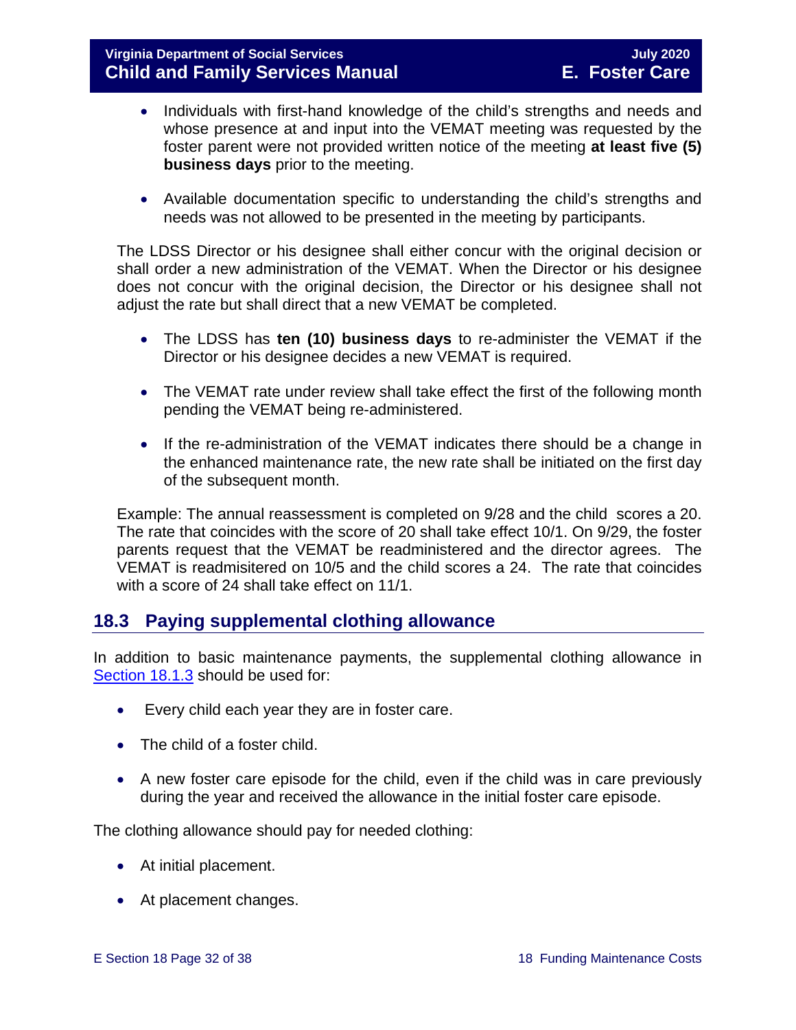- Individuals with first-hand knowledge of the child's strengths and needs and whose presence at and input into the VEMAT meeting was requested by the foster parent were not provided written notice of the meeting **at least five (5) business days** prior to the meeting.

- Available documentation specific to understanding the child's strengths and needs was not allowed to be presented in the meeting by participants.

The LDSS Director or his designee shall either concur with the original decision or shall order a new administration of the VEMAT. When the Director or his designee does not concur with the original decision, the Director or his designee shall not adjust the rate but shall direct that a new VEMAT be completed.

- The LDSS has **ten (10) business days** to re-administer the VEMAT if the Director or his designee decides a new VEMAT is required.

- The VEMAT rate under review shall take effect the first of the following month pending the VEMAT being re-administered.

- If the re-administration of the VEMAT indicates there should be a change in the enhanced maintenance rate, the new rate shall be initiated on the first day of the subsequent month.

Example: The annual reassessment is completed on 9/28 and the child scores a 20. The rate that coincides with the score of 20 shall take effect 10/1. On 9/29, the foster parents request that the VEMAT be readministered and the director agrees. The VEMAT is readmisitered on 10/5 and the child scores a 24. The rate that coincides with a score of 24 shall take effect on 11/1.

## 18.3 Paying supplemental clothing allowance

In addition to basic maintenance payments, the supplemental clothing allowance in Section 18.1.3 should be used for:

- Every child each year they are in foster care.

- The child of a foster child.

- A new foster care episode for the child, even if the child was in care previously during the year and received the allowance in the initial foster care episode.

The clothing allowance should pay for needed clothing:

- At initial placement.

- At placement changes.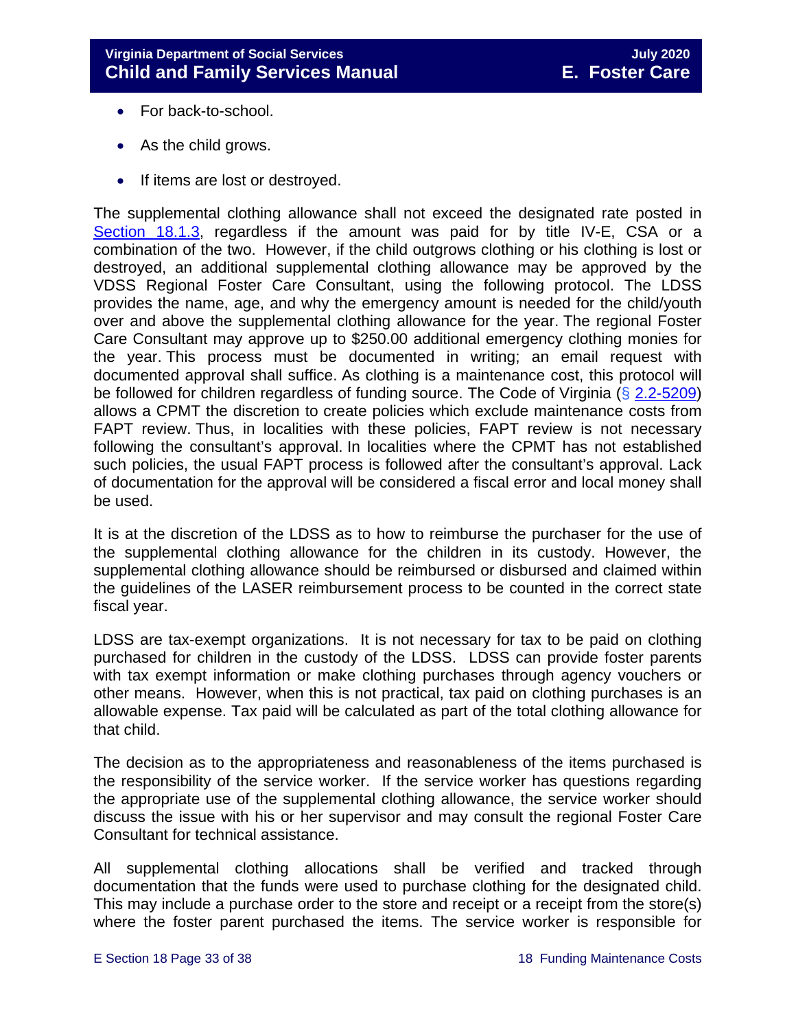- For back-to-school.
- As the child grows.
- If items are lost or destroyed.

The supplemental clothing allowance shall not exceed the designated rate posted in Section 18.1.3, regardless if the amount was paid for by title IV-E, CSA or a combination of the two. However, if the child outgrows clothing or his clothing is lost or destroyed, an additional supplemental clothing allowance may be approved by the VDSS Regional Foster Care Consultant, using the following protocol. The LDSS provides the name, age, and why the emergency amount is needed for the child/youth over and above the supplemental clothing allowance for the year. The regional Foster Care Consultant may approve up to $250.00 additional emergency clothing monies for the year. This process must be documented in writing; an email request with documented approval shall suffice. As clothing is a maintenance cost, this protocol will be followed for children regardless of funding source. The Code of Virginia (§ 2.2-5209) allows a CPMT the discretion to create policies which exclude maintenance costs from FAPT review. Thus, in localities with these policies, FAPT review is not necessary following the consultant's approval. In localities where the CPMT has not established such policies, the usual FAPT process is followed after the consultant's approval. Lack of documentation for the approval will be considered a fiscal error and local money shall be used.

It is at the discretion of the LDSS as to how to reimburse the purchaser for the use of the supplemental clothing allowance for the children in its custody. However, the supplemental clothing allowance should be reimbursed or disbursed and claimed within the guidelines of the LASER reimbursement process to be counted in the correct state fiscal year.

LDSS are tax-exempt organizations. It is not necessary for tax to be paid on clothing purchased for children in the custody of the LDSS. LDSS can provide foster parents with tax exempt information or make clothing purchases through agency vouchers or other means. However, when this is not practical, tax paid on clothing purchases is an allowable expense. Tax paid will be calculated as part of the total clothing allowance for that child.

The decision as to the appropriateness and reasonableness of the items purchased is the responsibility of the service worker. If the service worker has questions regarding the appropriate use of the supplemental clothing allowance, the service worker should discuss the issue with his or her supervisor and may consult the regional Foster Care Consultant for technical assistance.

All supplemental clothing allocations shall be verified and tracked through documentation that the funds were used to purchase clothing for the designated child. This may include a purchase order to the store and receipt or a receipt from the store(s) where the foster parent purchased the items. The service worker is responsible for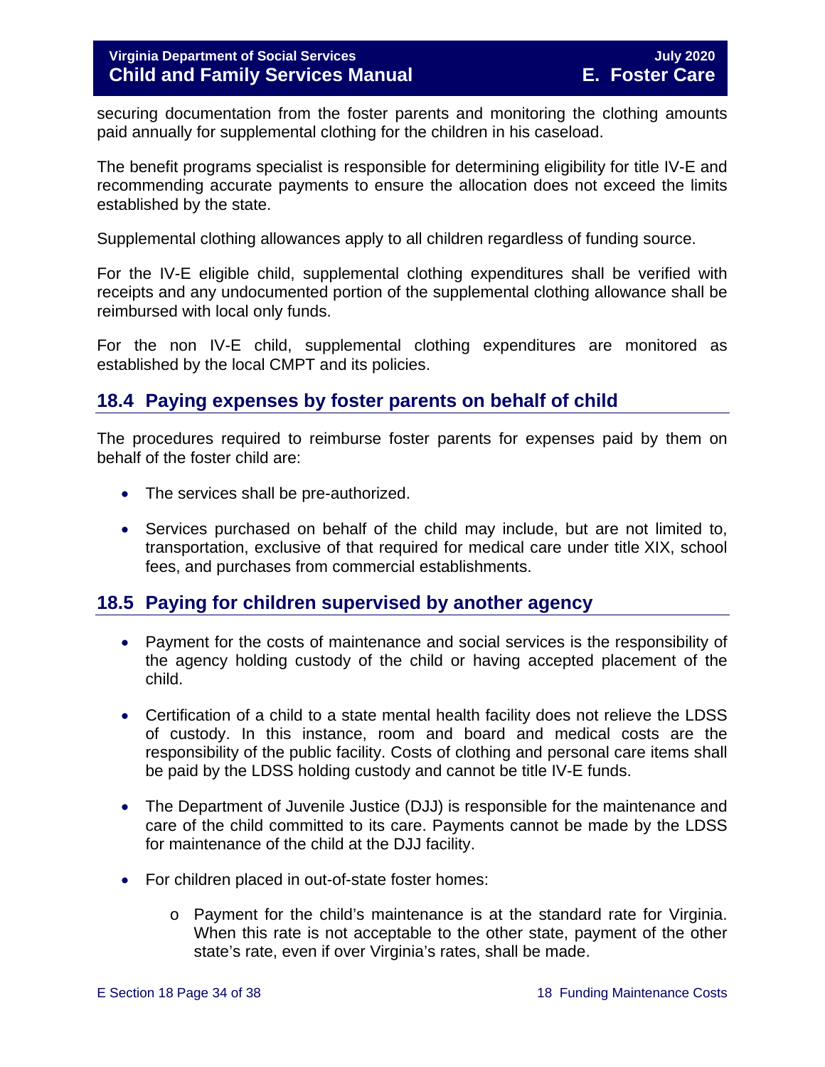securing documentation from the foster parents and monitoring the clothing amounts paid annually for supplemental clothing for the children in his caseload.

The benefit programs specialist is responsible for determining eligibility for title IV-E and recommending accurate payments to ensure the allocation does not exceed the limits established by the state.

Supplemental clothing allowances apply to all children regardless of funding source.

For the IV-E eligible child, supplemental clothing expenditures shall be verified with receipts and any undocumented portion of the supplemental clothing allowance shall be reimbursed with local only funds.

For the non IV-E child, supplemental clothing expenditures are monitored as established by the local CMPT and its policies.

## 18.4 Paying expenses by foster parents on behalf of child

The procedures required to reimburse foster parents for expenses paid by them on behalf of the foster child are:

- The services shall be pre-authorized.
- Services purchased on behalf of the child may include, but are not limited to, transportation, exclusive of that required for medical care under title XIX, school fees, and purchases from commercial establishments.

## 18.5 Paying for children supervised by another agency

- Payment for the costs of maintenance and social services is the responsibility of the agency holding custody of the child or having accepted placement of the child.
- Certification of a child to a state mental health facility does not relieve the LDSS of custody. In this instance, room and board and medical costs are the responsibility of the public facility. Costs of clothing and personal care items shall be paid by the LDSS holding custody and cannot be title IV-E funds.
- The Department of Juvenile Justice (DJJ) is responsible for the maintenance and care of the child committed to its care. Payments cannot be made by the LDSS for maintenance of the child at the DJJ facility.
- For children placed in out-of-state foster homes:
  - Payment for the child's maintenance is at the standard rate for Virginia. When this rate is not acceptable to the other state, payment of the other state's rate, even if over Virginia's rates, shall be made.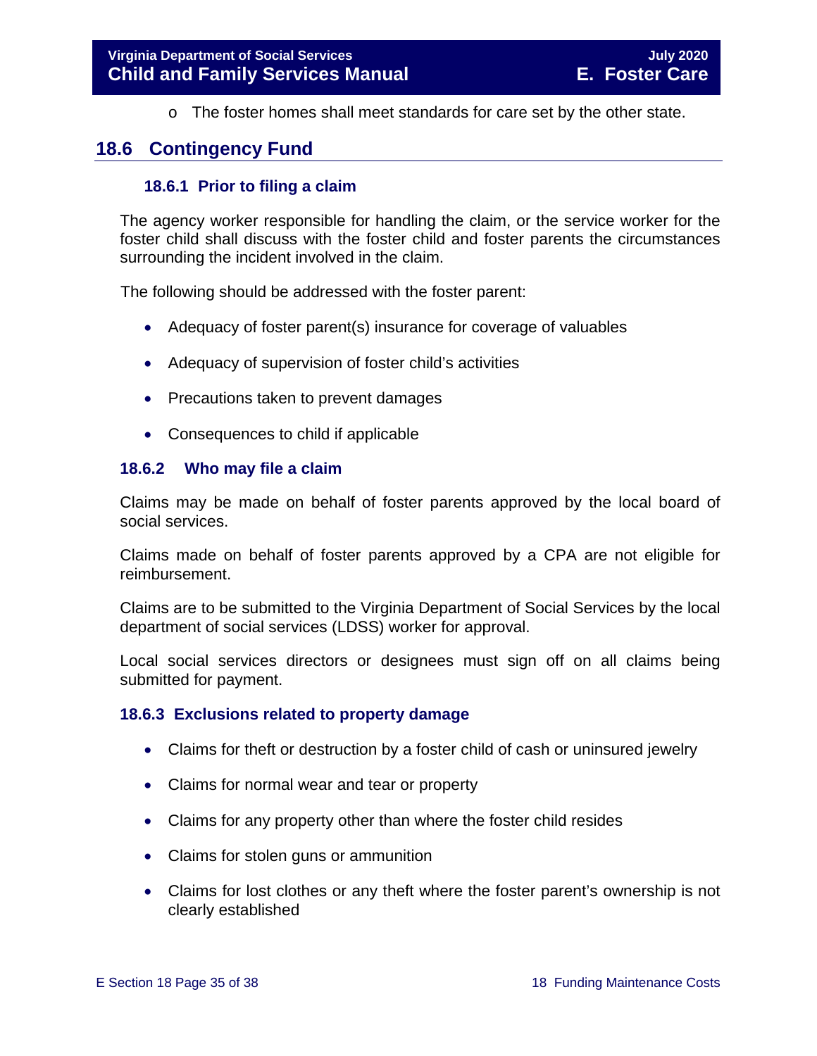- The foster homes shall meet standards for care set by the other state.

## 18.6 Contingency Fund

### 18.6.1 Prior to filing a claim

The agency worker responsible for handling the claim, or the service worker for the foster child shall discuss with the foster child and foster parents the circumstances surrounding the incident involved in the claim.

The following should be addressed with the foster parent:

- Adequacy of foster parent(s) insurance for coverage of valuables
- Adequacy of supervision of foster child's activities
- Precautions taken to prevent damages
- Consequences to child if applicable

### 18.6.2 Who may file a claim

Claims may be made on behalf of foster parents approved by the local board of social services.

Claims made on behalf of foster parents approved by a CPA are not eligible for reimbursement.

Claims are to be submitted to the Virginia Department of Social Services by the local department of social services (LDSS) worker for approval.

Local social services directors or designees must sign off on all claims being submitted for payment.

### 18.6.3 Exclusions related to property damage

- Claims for theft or destruction by a foster child of cash or uninsured jewelry
- Claims for normal wear and tear or property
- Claims for any property other than where the foster child resides
- Claims for stolen guns or ammunition
- Claims for lost clothes or any theft where the foster parent's ownership is not clearly established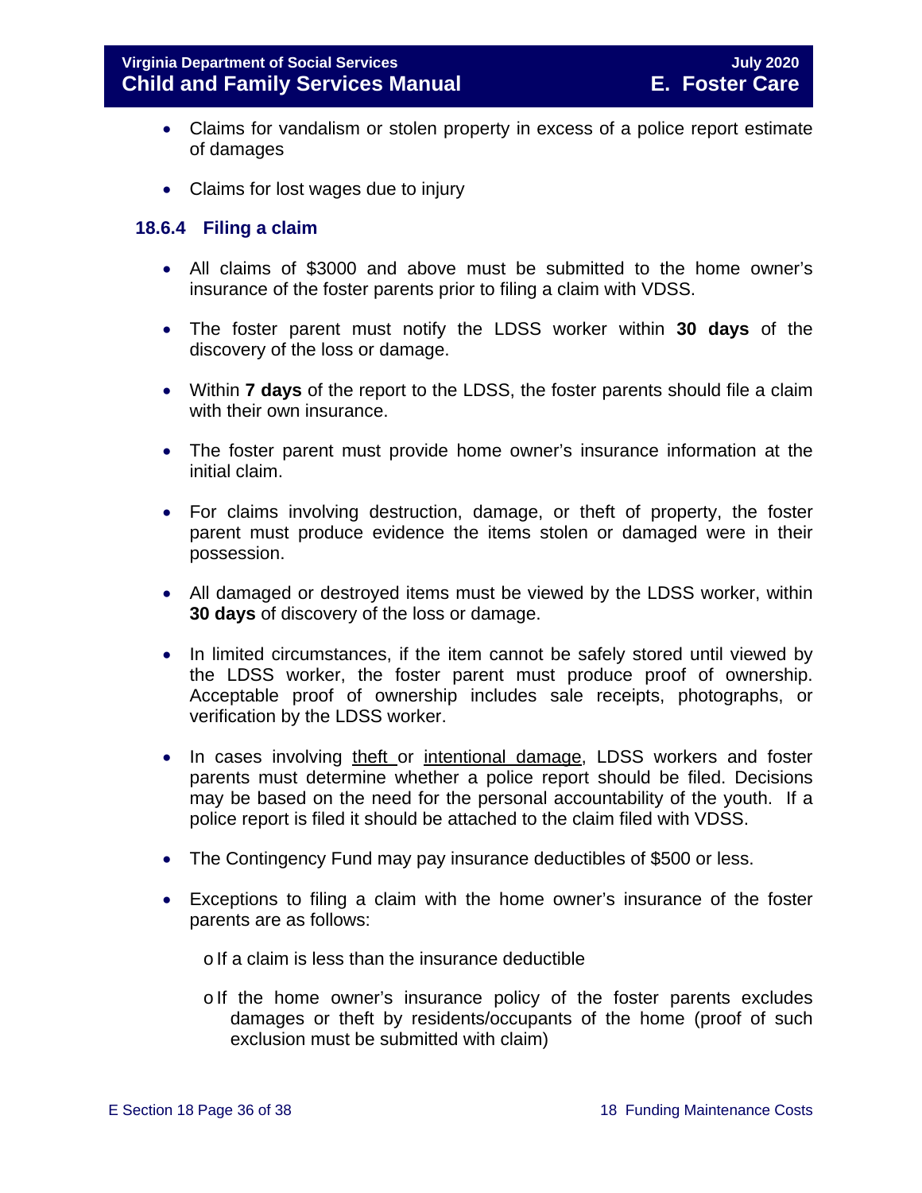- Claims for vandalism or stolen property in excess of a police report estimate of damages
- Claims for lost wages due to injury

### 18.6.4 Filing a claim

- All claims of $3000 and above must be submitted to the home owner's insurance of the foster parents prior to filing a claim with VDSS.
- The foster parent must notify the LDSS worker within **30 days** of the discovery of the loss or damage.
- Within **7 days** of the report to the LDSS, the foster parents should file a claim with their own insurance.
- The foster parent must provide home owner's insurance information at the initial claim.
- For claims involving destruction, damage, or theft of property, the foster parent must produce evidence the items stolen or damaged were in their possession.
- All damaged or destroyed items must be viewed by the LDSS worker, within **30 days** of discovery of the loss or damage.
- In limited circumstances, if the item cannot be safely stored until viewed by the LDSS worker, the foster parent must produce proof of ownership. Acceptable proof of ownership includes sale receipts, photographs, or verification by the LDSS worker.
- In cases involving <u>theft</u> or <u>intentional damage</u>, LDSS workers and foster parents must determine whether a police report should be filed. Decisions may be based on the need for the personal accountability of the youth. If a police report is filed it should be attached to the claim filed with VDSS.
- The Contingency Fund may pay insurance deductibles of $500 or less.
- Exceptions to filing a claim with the home owner's insurance of the foster parents are as follows:
    - If a claim is less than the insurance deductible
    - If the home owner's insurance policy of the foster parents excludes damages or theft by residents/occupants of the home (proof of such exclusion must be submitted with claim)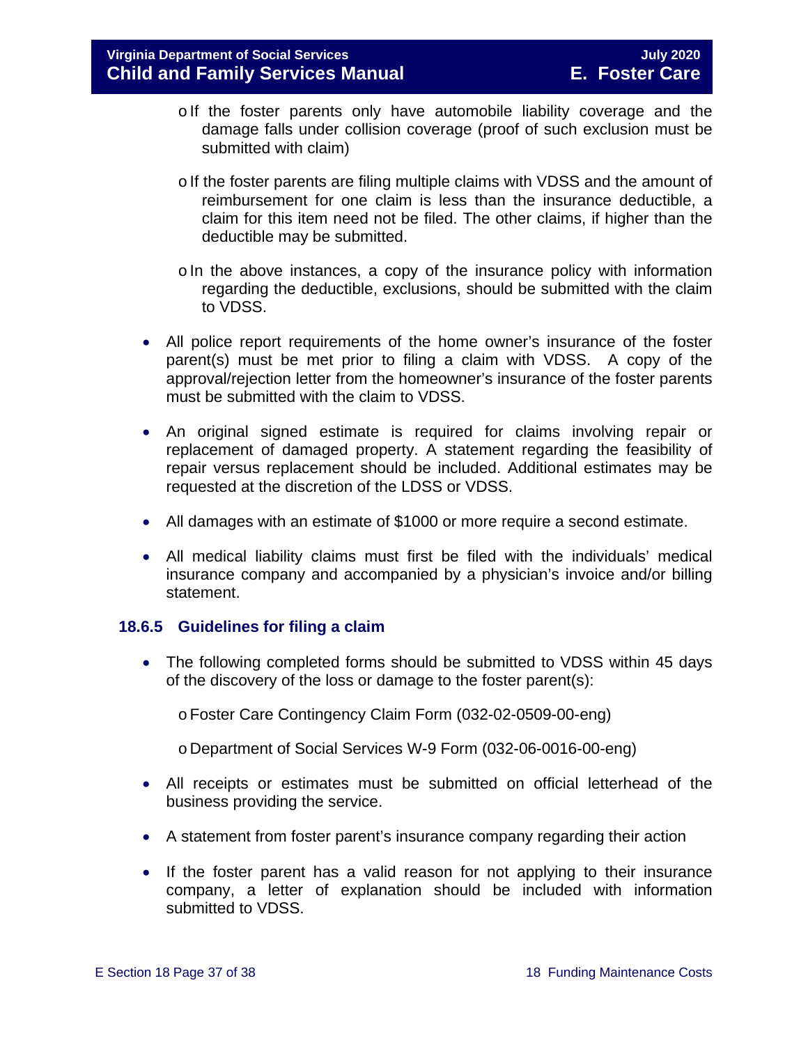- If the foster parents only have automobile liability coverage and the damage falls under collision coverage (proof of such exclusion must be submitted with claim)
   - If the foster parents are filing multiple claims with VDSS and the amount of reimbursement for one claim is less than the insurance deductible, a claim for this item need not be filed. The other claims, if higher than the deductible may be submitted.
   - In the above instances, a copy of the insurance policy with information regarding the deductible, exclusions, should be submitted with the claim to VDSS.

- All police report requirements of the home owner's insurance of the foster parent(s) must be met prior to filing a claim with VDSS. A copy of the approval/rejection letter from the homeowner's insurance of the foster parents must be submitted with the claim to VDSS.
- An original signed estimate is required for claims involving repair or replacement of damaged property. A statement regarding the feasibility of repair versus replacement should be included. Additional estimates may be requested at the discretion of the LDSS or VDSS.
- All damages with an estimate of $1000 or more require a second estimate.
- All medical liability claims must first be filed with the individuals' medical insurance company and accompanied by a physician's invoice and/or billing statement.

### 18.6.5 Guidelines for filing a claim

- The following completed forms should be submitted to VDSS within 45 days of the discovery of the loss or damage to the foster parent(s):
   - Foster Care Contingency Claim Form (032-02-0509-00-eng)
   - Department of Social Services W-9 Form (032-06-0016-00-eng)
- All receipts or estimates must be submitted on official letterhead of the business providing the service.
- A statement from foster parent's insurance company regarding their action
- If the foster parent has a valid reason for not applying to their insurance company, a letter of explanation should be included with information submitted to VDSS.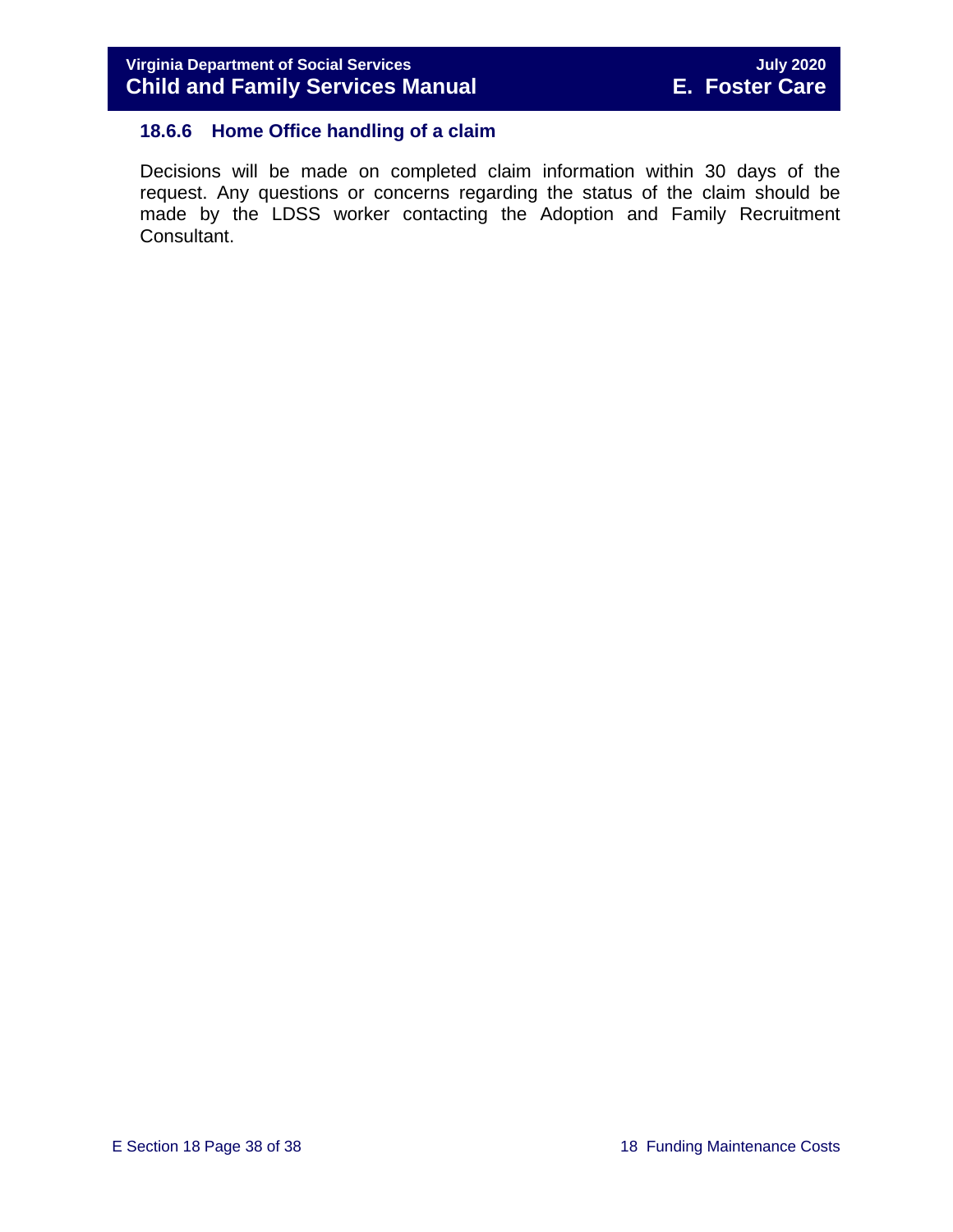### 18.6.6 Home Office handling of a claim

Decisions will be made on completed claim information within 30 days of the request. Any questions or concerns regarding the status of the claim should be made by the LDSS worker contacting the Adoption and Family Recruitment Consultant.